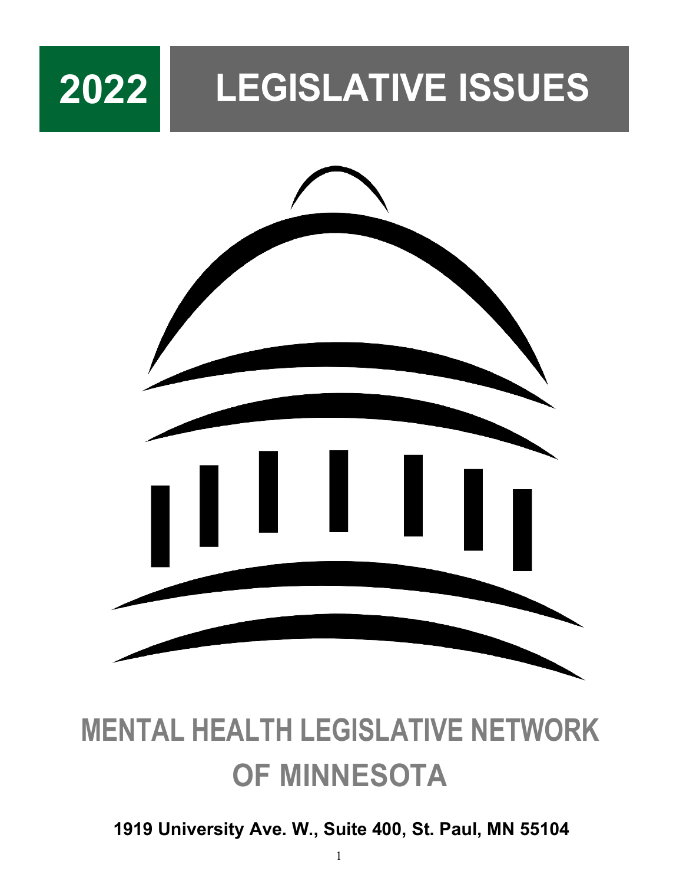# 2022 LEGISLATIVE ISSUES

## MENTAL HEALTH LEGISLATIVE NETWORK OF MINNESOTA

**1919 University Ave. W., Suite 400, St. Paul, MN 55104**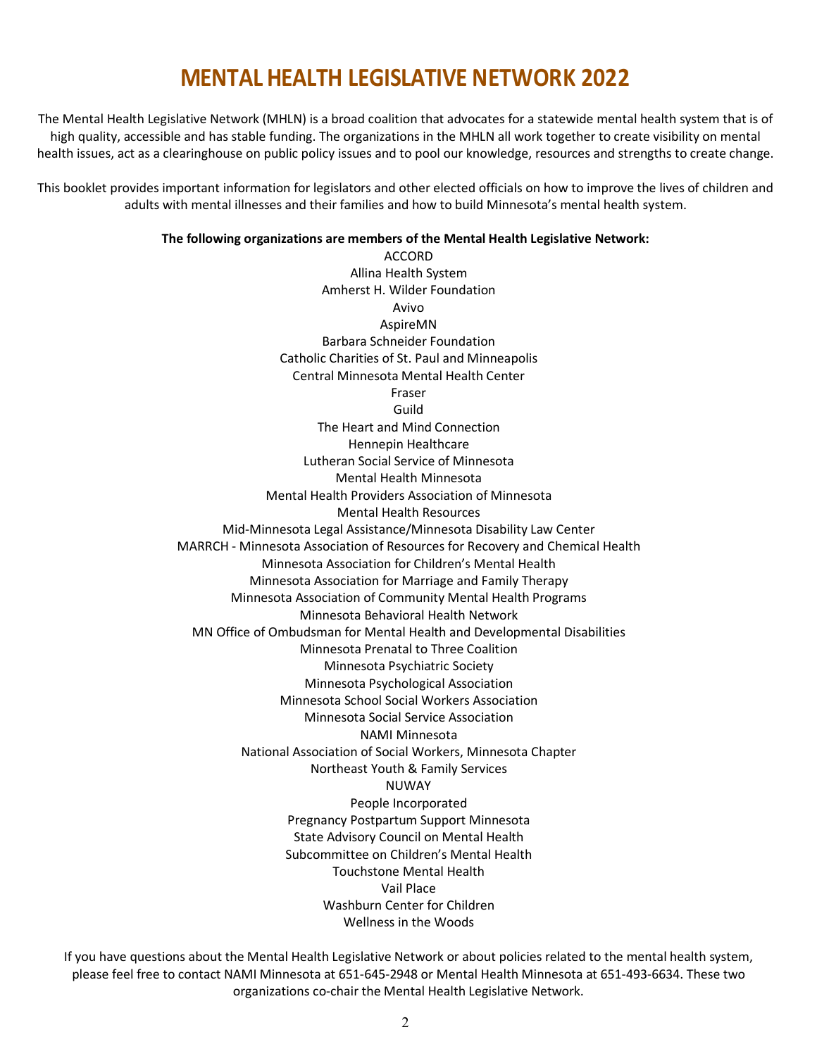# MENTAL HEALTH LEGISLATIVE NETWORK 2022

The Mental Health Legislative Network (MHLN) is a broad coalition that advocates for a statewide mental health system that is of high quality, accessible and has stable funding. The organizations in the MHLN all work together to create visibility on mental health issues, act as a clearinghouse on public policy issues and to pool our knowledge, resources and strengths to create change.

This booklet provides important information for legislators and other elected officials on how to improve the lives of children and adults with mental illnesses and their families and how to build Minnesota's mental health system.

**The following organizations are members of the Mental Health Legislative Network:**

ACCORD
Allina Health System
Amherst H. Wilder Foundation
Avivo
AspireMN
Barbara Schneider Foundation
Catholic Charities of St. Paul and Minneapolis
Central Minnesota Mental Health Center
Fraser
Guild
The Heart and Mind Connection
Hennepin Healthcare
Lutheran Social Service of Minnesota
Mental Health Minnesota
Mental Health Providers Association of Minnesota
Mental Health Resources
Mid-Minnesota Legal Assistance/Minnesota Disability Law Center
MARRCH - Minnesota Association of Resources for Recovery and Chemical Health
Minnesota Association for Children's Mental Health
Minnesota Association for Marriage and Family Therapy
Minnesota Association of Community Mental Health Programs
Minnesota Behavioral Health Network
MN Office of Ombudsman for Mental Health and Developmental Disabilities
Minnesota Prenatal to Three Coalition
Minnesota Psychiatric Society
Minnesota Psychological Association
Minnesota School Social Workers Association
Minnesota Social Service Association
NAMI Minnesota
National Association of Social Workers, Minnesota Chapter
Northeast Youth & Family Services
NUWAY
People Incorporated
Pregnancy Postpartum Support Minnesota
State Advisory Council on Mental Health
Subcommittee on Children's Mental Health
Touchstone Mental Health
Vail Place
Washburn Center for Children
Wellness in the Woods

If you have questions about the Mental Health Legislative Network or about policies related to the mental health system, please feel free to contact NAMI Minnesota at 651-645-2948 or Mental Health Minnesota at 651-493-6634. These two organizations co-chair the Mental Health Legislative Network.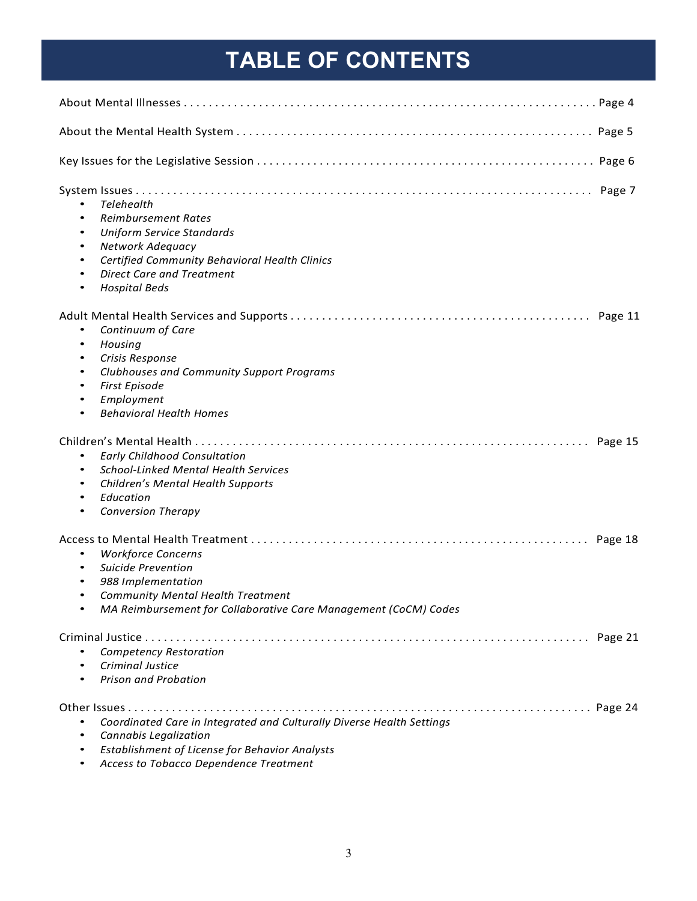# TABLE OF CONTENTS

About Mental Illnesses . . . . . . . . . . . . . . . . . . . . . . . . . . . . . . . . . . . . . . . . . . . . . . . . . . . . . . . . . . . . . . . . Page 4

About the Mental Health System . . . . . . . . . . . . . . . . . . . . . . . . . . . . . . . . . . . . . . . . . . . . . . . . . . . . . . . . Page 5

Key Issues for the Legislative Session . . . . . . . . . . . . . . . . . . . . . . . . . . . . . . . . . . . . . . . . . . . . . . . . . . . . Page 6

System Issues . . . . . . . . . . . . . . . . . . . . . . . . . . . . . . . . . . . . . . . . . . . . . . . . . . . . . . . . . . . . . . . . . . . . . . Page 7

- *Telehealth*
- *Reimbursement Rates*
- *Uniform Service Standards*
- *Network Adequacy*
- *Certified Community Behavioral Health Clinics*
- *Direct Care and Treatment*
- *Hospital Beds*

Adult Mental Health Services and Supports . . . . . . . . . . . . . . . . . . . . . . . . . . . . . . . . . . . . . . . . . . . . . . . Page 11

- *Continuum of Care*
- *Housing*
- *Crisis Response*
- *Clubhouses and Community Support Programs*
- *First Episode*
- *Employment*
- *Behavioral Health Homes*

Children's Mental Health . . . . . . . . . . . . . . . . . . . . . . . . . . . . . . . . . . . . . . . . . . . . . . . . . . . . . . . . . . . . . Page 15

- *Early Childhood Consultation*
- *School-Linked Mental Health Services*
- *Children's Mental Health Supports*
- *Education*
- *Conversion Therapy*

Access to Mental Health Treatment . . . . . . . . . . . . . . . . . . . . . . . . . . . . . . . . . . . . . . . . . . . . . . . . . . . . . Page 18

- *Workforce Concerns*
- *Suicide Prevention*
- *988 Implementation*
- *Community Mental Health Treatment*
- *MA Reimbursement for Collaborative Care Management (CoCM) Codes*

Criminal Justice . . . . . . . . . . . . . . . . . . . . . . . . . . . . . . . . . . . . . . . . . . . . . . . . . . . . . . . . . . . . . . . . . . . . Page 21

- *Competency Restoration*
- *Criminal Justice*
- *Prison and Probation*

Other Issues . . . . . . . . . . . . . . . . . . . . . . . . . . . . . . . . . . . . . . . . . . . . . . . . . . . . . . . . . . . . . . . . . . . . . . . Page 24

- *Coordinated Care in Integrated and Culturally Diverse Health Settings*
- *Cannabis Legalization*
- *Establishment of License for Behavior Analysts*
- *Access to Tobacco Dependence Treatment*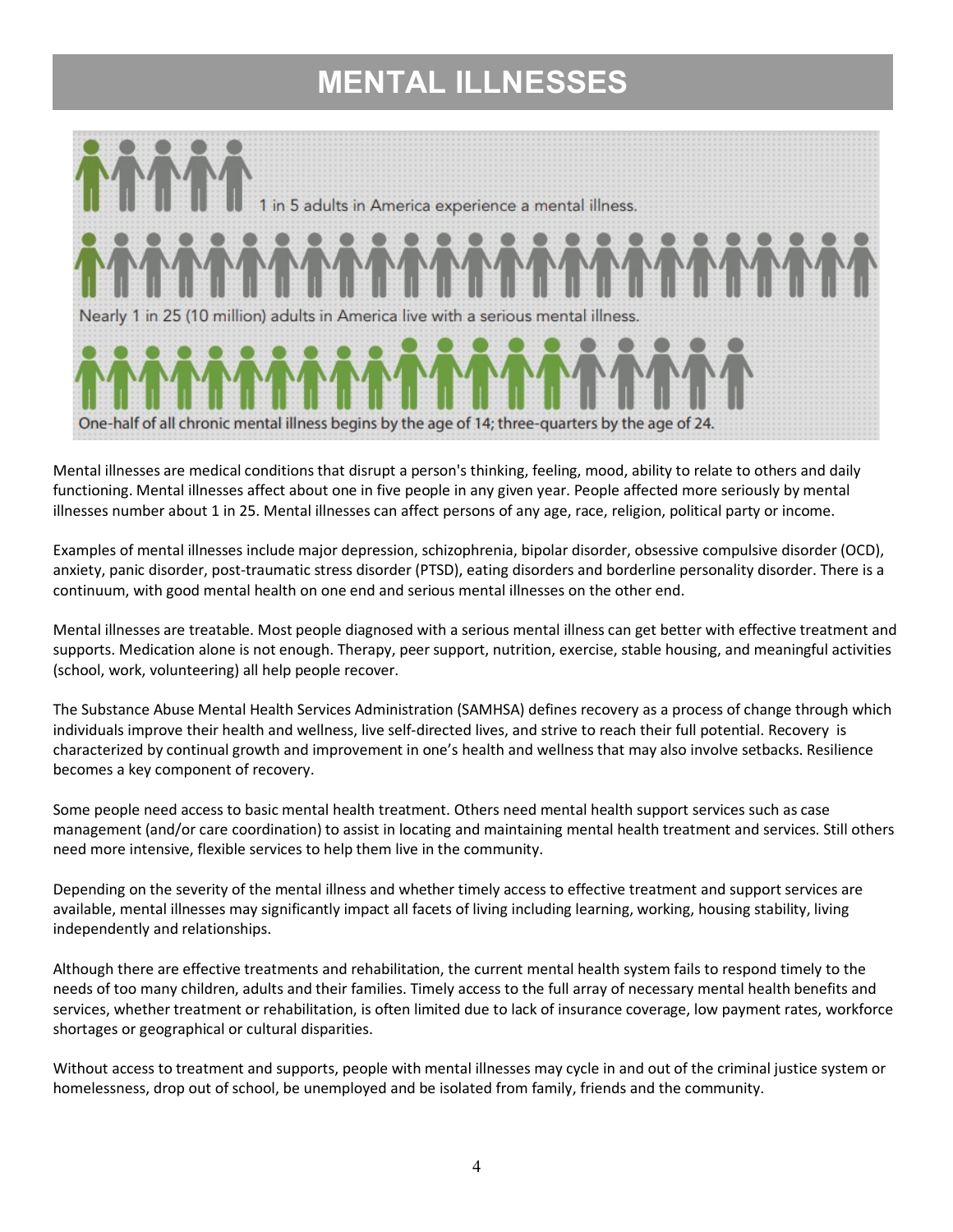# MENTAL ILLNESSES

1 in 5 adults in America experience a mental illness.

Nearly 1 in 25 (10 million) adults in America live with a serious mental illness.

One-half of all chronic mental illness begins by the age of 14; three-quarters by the age of 24.

Mental illnesses are medical conditions that disrupt a person's thinking, feeling, mood, ability to relate to others and daily functioning. Mental illnesses affect about one in five people in any given year. People affected more seriously by mental illnesses number about 1 in 25. Mental illnesses can affect persons of any age, race, religion, political party or income.

Examples of mental illnesses include major depression, schizophrenia, bipolar disorder, obsessive compulsive disorder (OCD), anxiety, panic disorder, post-traumatic stress disorder (PTSD), eating disorders and borderline personality disorder. There is a continuum, with good mental health on one end and serious mental illnesses on the other end.

Mental illnesses are treatable. Most people diagnosed with a serious mental illness can get better with effective treatment and supports. Medication alone is not enough. Therapy, peer support, nutrition, exercise, stable housing, and meaningful activities (school, work, volunteering) all help people recover.

The Substance Abuse Mental Health Services Administration (SAMHSA) defines recovery as a process of change through which individuals improve their health and wellness, live self-directed lives, and strive to reach their full potential. Recovery is characterized by continual growth and improvement in one's health and wellness that may also involve setbacks. Resilience becomes a key component of recovery.

Some people need access to basic mental health treatment. Others need mental health support services such as case management (and/or care coordination) to assist in locating and maintaining mental health treatment and services. Still others need more intensive, flexible services to help them live in the community.

Depending on the severity of the mental illness and whether timely access to effective treatment and support services are available, mental illnesses may significantly impact all facets of living including learning, working, housing stability, living independently and relationships.

Although there are effective treatments and rehabilitation, the current mental health system fails to respond timely to the needs of too many children, adults and their families. Timely access to the full array of necessary mental health benefits and services, whether treatment or rehabilitation, is often limited due to lack of insurance coverage, low payment rates, workforce shortages or geographical or cultural disparities.

Without access to treatment and supports, people with mental illnesses may cycle in and out of the criminal justice system or homelessness, drop out of school, be unemployed and be isolated from family, friends and the community.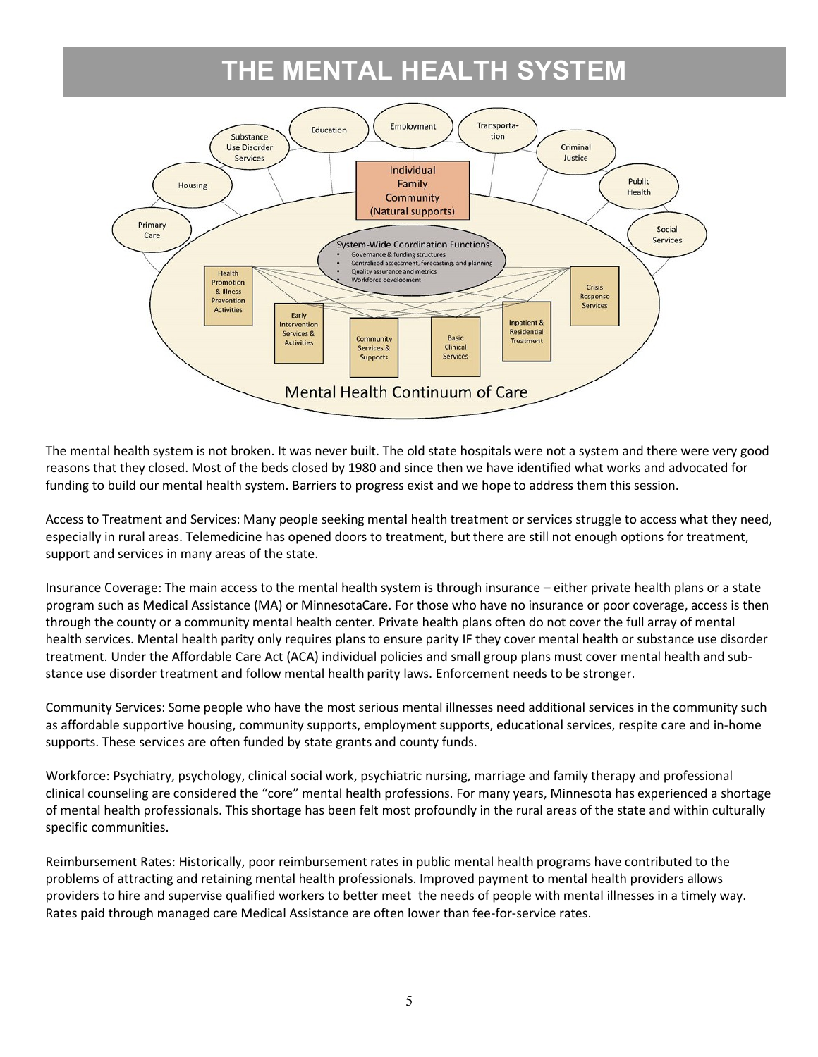# THE MENTAL HEALTH SYSTEM

The mental health system is not broken. It was never built. The old state hospitals were not a system and there were very good reasons that they closed. Most of the beds closed by 1980 and since then we have identified what works and advocated for funding to build our mental health system. Barriers to progress exist and we hope to address them this session.

Access to Treatment and Services: Many people seeking mental health treatment or services struggle to access what they need, especially in rural areas. Telemedicine has opened doors to treatment, but there are still not enough options for treatment, support and services in many areas of the state.

Insurance Coverage: The main access to the mental health system is through insurance – either private health plans or a state program such as Medical Assistance (MA) or MinnesotaCare. For those who have no insurance or poor coverage, access is then through the county or a community mental health center. Private health plans often do not cover the full array of mental health services. Mental health parity only requires plans to ensure parity IF they cover mental health or substance use disorder treatment. Under the Affordable Care Act (ACA) individual policies and small group plans must cover mental health and substance use disorder treatment and follow mental health parity laws. Enforcement needs to be stronger.

Community Services: Some people who have the most serious mental illnesses need additional services in the community such as affordable supportive housing, community supports, employment supports, educational services, respite care and in-home supports. These services are often funded by state grants and county funds.

Workforce: Psychiatry, psychology, clinical social work, psychiatric nursing, marriage and family therapy and professional clinical counseling are considered the "core" mental health professions. For many years, Minnesota has experienced a shortage of mental health professionals. This shortage has been felt most profoundly in the rural areas of the state and within culturally specific communities.

Reimbursement Rates: Historically, poor reimbursement rates in public mental health programs have contributed to the problems of attracting and retaining mental health professionals. Improved payment to mental health providers allows providers to hire and supervise qualified workers to better meet the needs of people with mental illnesses in a timely way. Rates paid through managed care Medical Assistance are often lower than fee-for-service rates.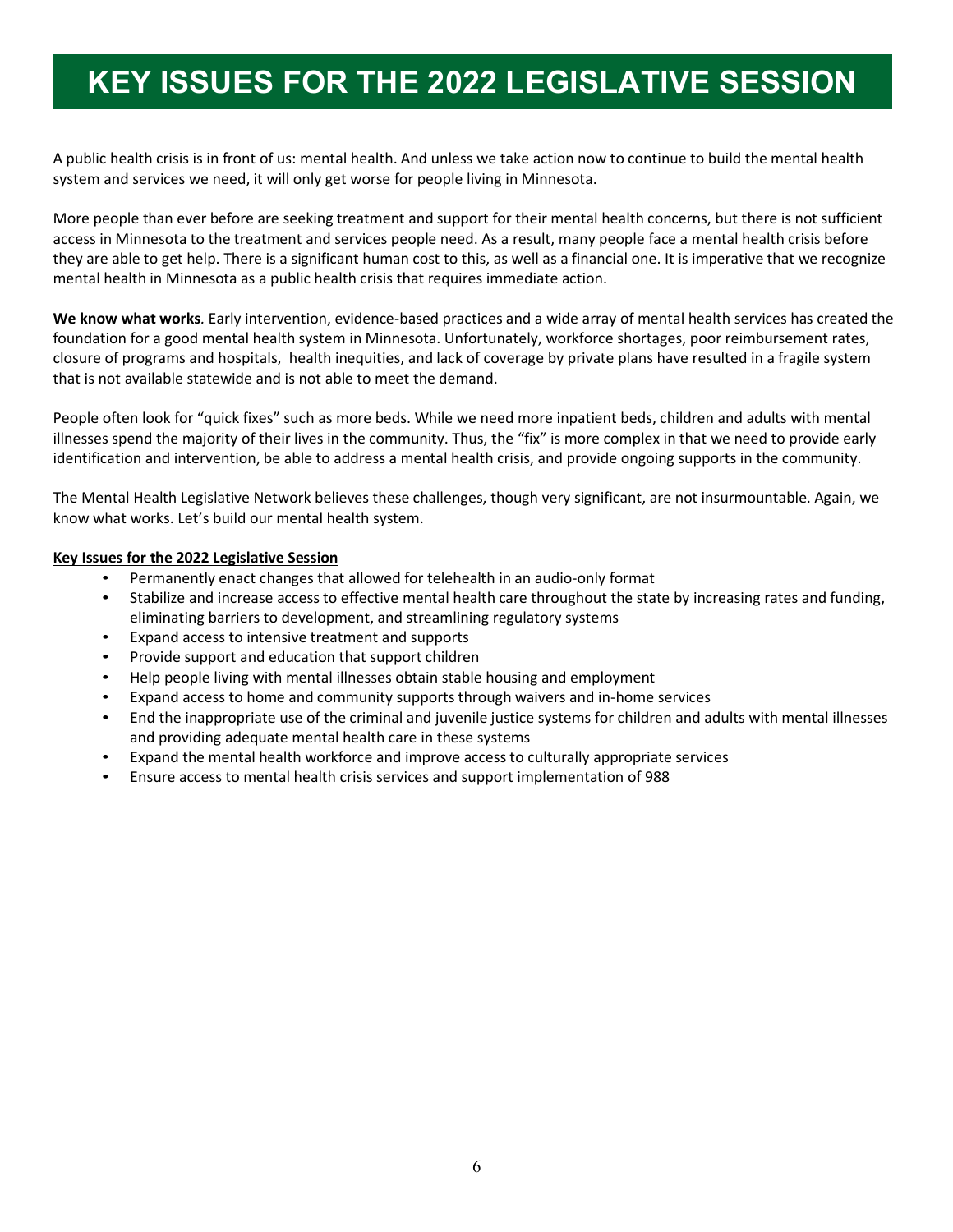# KEY ISSUES FOR THE 2022 LEGISLATIVE SESSION

A public health crisis is in front of us: mental health. And unless we take action now to continue to build the mental health system and services we need, it will only get worse for people living in Minnesota.

More people than ever before are seeking treatment and support for their mental health concerns, but there is not sufficient access in Minnesota to the treatment and services people need. As a result, many people face a mental health crisis before they are able to get help. There is a significant human cost to this, as well as a financial one. It is imperative that we recognize mental health in Minnesota as a public health crisis that requires immediate action.

**We know what works**. Early intervention, evidence-based practices and a wide array of mental health services has created the foundation for a good mental health system in Minnesota. Unfortunately, workforce shortages, poor reimbursement rates, closure of programs and hospitals, health inequities, and lack of coverage by private plans have resulted in a fragile system that is not available statewide and is not able to meet the demand.

People often look for "quick fixes" such as more beds. While we need more inpatient beds, children and adults with mental illnesses spend the majority of their lives in the community. Thus, the "fix" is more complex in that we need to provide early identification and intervention, be able to address a mental health crisis, and provide ongoing supports in the community.

The Mental Health Legislative Network believes these challenges, though very significant, are not insurmountable. Again, we know what works. Let's build our mental health system.

**Key Issues for the 2022 Legislative Session**

- Permanently enact changes that allowed for telehealth in an audio-only format
- Stabilize and increase access to effective mental health care throughout the state by increasing rates and funding, eliminating barriers to development, and streamlining regulatory systems
- Expand access to intensive treatment and supports
- Provide support and education that support children
- Help people living with mental illnesses obtain stable housing and employment
- Expand access to home and community supports through waivers and in-home services
- End the inappropriate use of the criminal and juvenile justice systems for children and adults with mental illnesses and providing adequate mental health care in these systems
- Expand the mental health workforce and improve access to culturally appropriate services
- Ensure access to mental health crisis services and support implementation of 988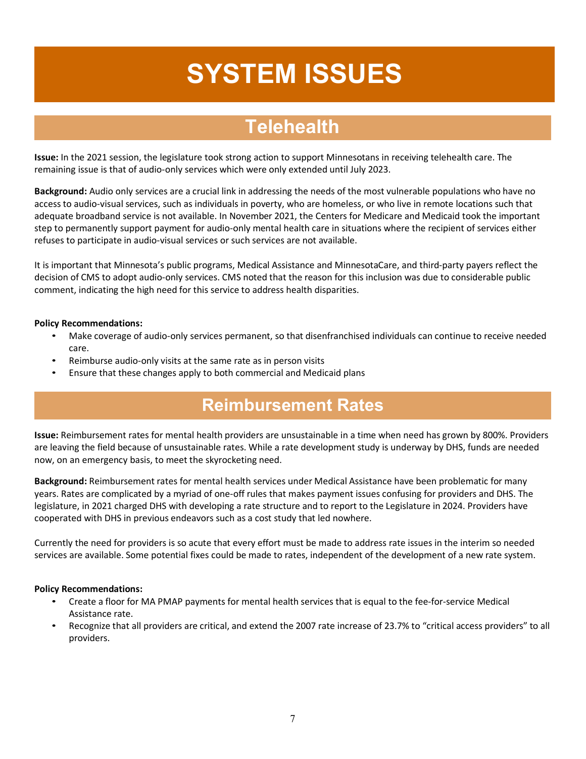# SYSTEM ISSUES

## Telehealth

**Issue:** In the 2021 session, the legislature took strong action to support Minnesotans in receiving telehealth care. The remaining issue is that of audio-only services which were only extended until July 2023.

**Background:** Audio only services are a crucial link in addressing the needs of the most vulnerable populations who have no access to audio-visual services, such as individuals in poverty, who are homeless, or who live in remote locations such that adequate broadband service is not available. In November 2021, the Centers for Medicare and Medicaid took the important step to permanently support payment for audio-only mental health care in situations where the recipient of services either refuses to participate in audio-visual services or such services are not available.

It is important that Minnesota's public programs, Medical Assistance and MinnesotaCare, and third-party payers reflect the decision of CMS to adopt audio-only services. CMS noted that the reason for this inclusion was due to considerable public comment, indicating the high need for this service to address health disparities.

**Policy Recommendations:**

- Make coverage of audio-only services permanent, so that disenfranchised individuals can continue to receive needed care.
- Reimburse audio-only visits at the same rate as in person visits
- Ensure that these changes apply to both commercial and Medicaid plans

## Reimbursement Rates

**Issue:** Reimbursement rates for mental health providers are unsustainable in a time when need has grown by 800%. Providers are leaving the field because of unsustainable rates. While a rate development study is underway by DHS, funds are needed now, on an emergency basis, to meet the skyrocketing need.

**Background:** Reimbursement rates for mental health services under Medical Assistance have been problematic for many years. Rates are complicated by a myriad of one-off rules that makes payment issues confusing for providers and DHS. The legislature, in 2021 charged DHS with developing a rate structure and to report to the Legislature in 2024. Providers have cooperated with DHS in previous endeavors such as a cost study that led nowhere.

Currently the need for providers is so acute that every effort must be made to address rate issues in the interim so needed services are available. Some potential fixes could be made to rates, independent of the development of a new rate system.

**Policy Recommendations:**

- Create a floor for MA PMAP payments for mental health services that is equal to the fee-for-service Medical Assistance rate.
- Recognize that all providers are critical, and extend the 2007 rate increase of 23.7% to "critical access providers" to all providers.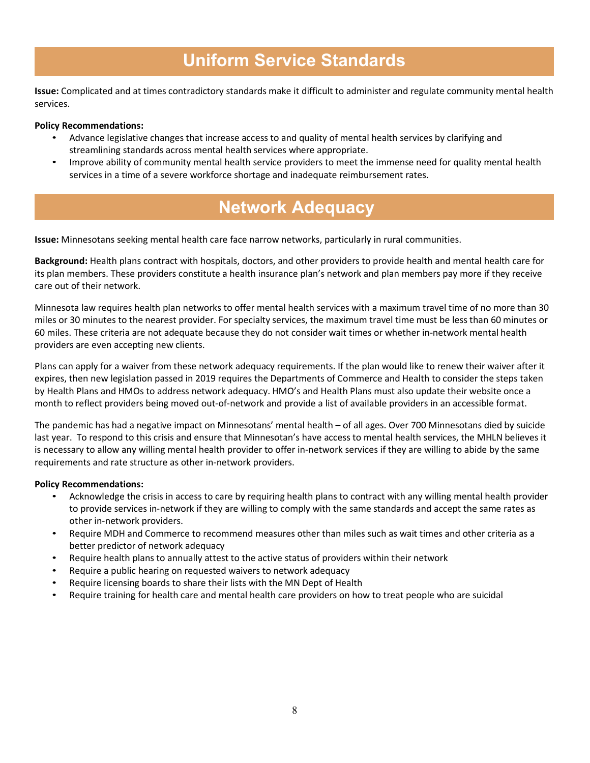# Uniform Service Standards

**Issue:** Complicated and at times contradictory standards make it difficult to administer and regulate community mental health services.

**Policy Recommendations:**

- Advance legislative changes that increase access to and quality of mental health services by clarifying and streamlining standards across mental health services where appropriate.
- Improve ability of community mental health service providers to meet the immense need for quality mental health services in a time of a severe workforce shortage and inadequate reimbursement rates.

# Network Adequacy

**Issue:** Minnesotans seeking mental health care face narrow networks, particularly in rural communities.

**Background:** Health plans contract with hospitals, doctors, and other providers to provide health and mental health care for its plan members. These providers constitute a health insurance plan's network and plan members pay more if they receive care out of their network.

Minnesota law requires health plan networks to offer mental health services with a maximum travel time of no more than 30 miles or 30 minutes to the nearest provider. For specialty services, the maximum travel time must be less than 60 minutes or 60 miles. These criteria are not adequate because they do not consider wait times or whether in-network mental health providers are even accepting new clients.

Plans can apply for a waiver from these network adequacy requirements. If the plan would like to renew their waiver after it expires, then new legislation passed in 2019 requires the Departments of Commerce and Health to consider the steps taken by Health Plans and HMOs to address network adequacy. HMO's and Health Plans must also update their website once a month to reflect providers being moved out-of-network and provide a list of available providers in an accessible format.

The pandemic has had a negative impact on Minnesotans' mental health – of all ages. Over 700 Minnesotans died by suicide last year. To respond to this crisis and ensure that Minnesotan's have access to mental health services, the MHLN believes it is necessary to allow any willing mental health provider to offer in-network services if they are willing to abide by the same requirements and rate structure as other in-network providers.

**Policy Recommendations:**

- Acknowledge the crisis in access to care by requiring health plans to contract with any willing mental health provider to provide services in-network if they are willing to comply with the same standards and accept the same rates as other in-network providers.
- Require MDH and Commerce to recommend measures other than miles such as wait times and other criteria as a better predictor of network adequacy
- Require health plans to annually attest to the active status of providers within their network
- Require a public hearing on requested waivers to network adequacy
- Require licensing boards to share their lists with the MN Dept of Health
- Require training for health care and mental health care providers on how to treat people who are suicidal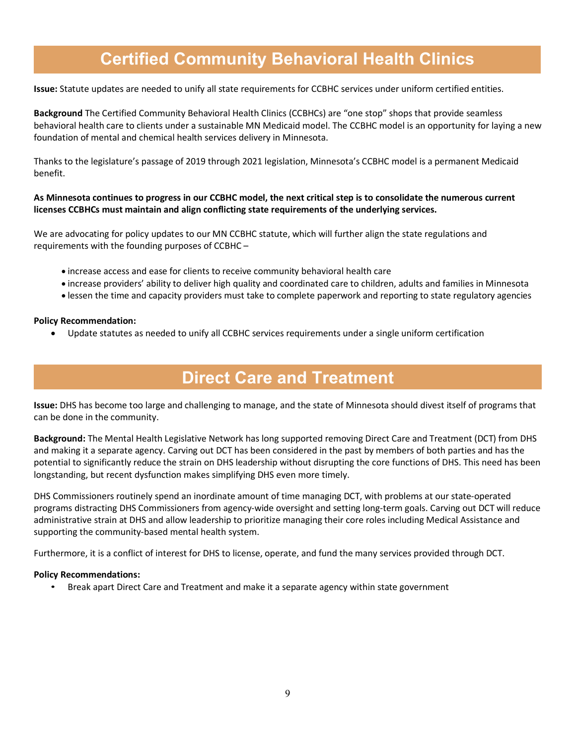# Certified Community Behavioral Health Clinics

**Issue:** Statute updates are needed to unify all state requirements for CCBHC services under uniform certified entities.

**Background** The Certified Community Behavioral Health Clinics (CCBHCs) are "one stop" shops that provide seamless behavioral health care to clients under a sustainable MN Medicaid model. The CCBHC model is an opportunity for laying a new foundation of mental and chemical health services delivery in Minnesota.

Thanks to the legislature's passage of 2019 through 2021 legislation, Minnesota's CCBHC model is a permanent Medicaid benefit.

**As Minnesota continues to progress in our CCBHC model, the next critical step is to consolidate the numerous current licenses CCBHCs must maintain and align conflicting state requirements of the underlying services.**

We are advocating for policy updates to our MN CCBHC statute, which will further align the state regulations and requirements with the founding purposes of CCBHC –

- increase access and ease for clients to receive community behavioral health care
- increase providers' ability to deliver high quality and coordinated care to children, adults and families in Minnesota
- lessen the time and capacity providers must take to complete paperwork and reporting to state regulatory agencies

**Policy Recommendation:**

- Update statutes as needed to unify all CCBHC services requirements under a single uniform certification

# Direct Care and Treatment

**Issue:** DHS has become too large and challenging to manage, and the state of Minnesota should divest itself of programs that can be done in the community.

**Background:** The Mental Health Legislative Network has long supported removing Direct Care and Treatment (DCT) from DHS and making it a separate agency. Carving out DCT has been considered in the past by members of both parties and has the potential to significantly reduce the strain on DHS leadership without disrupting the core functions of DHS. This need has been longstanding, but recent dysfunction makes simplifying DHS even more timely.

DHS Commissioners routinely spend an inordinate amount of time managing DCT, with problems at our state-operated programs distracting DHS Commissioners from agency-wide oversight and setting long-term goals. Carving out DCT will reduce administrative strain at DHS and allow leadership to prioritize managing their core roles including Medical Assistance and supporting the community-based mental health system.

Furthermore, it is a conflict of interest for DHS to license, operate, and fund the many services provided through DCT.

**Policy Recommendations:**

- Break apart Direct Care and Treatment and make it a separate agency within state government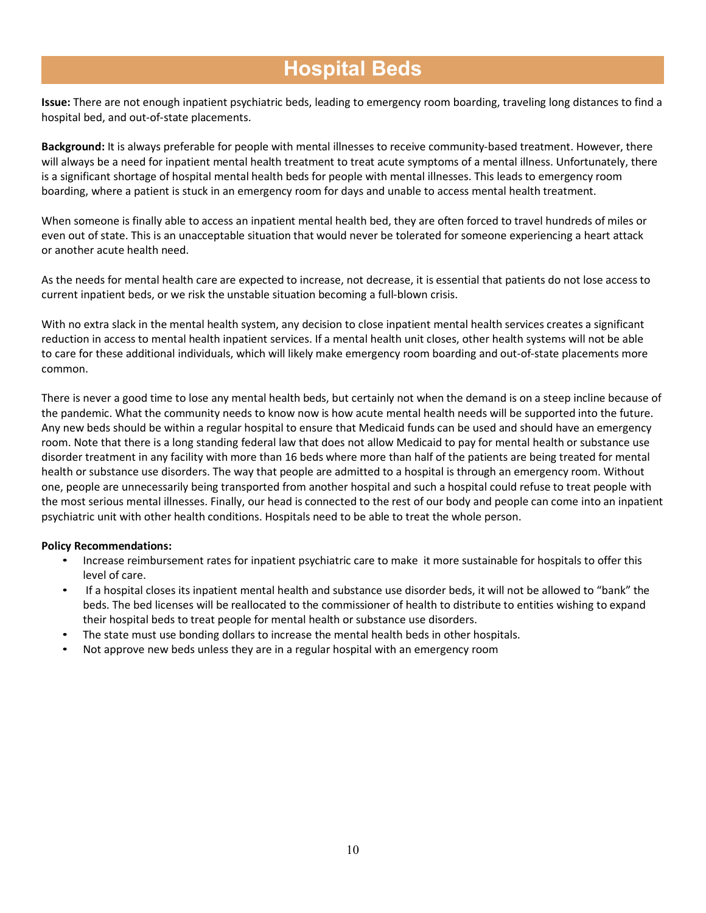# Hospital Beds

**Issue:** There are not enough inpatient psychiatric beds, leading to emergency room boarding, traveling long distances to find a hospital bed, and out-of-state placements.

**Background:** It is always preferable for people with mental illnesses to receive community-based treatment. However, there will always be a need for inpatient mental health treatment to treat acute symptoms of a mental illness. Unfortunately, there is a significant shortage of hospital mental health beds for people with mental illnesses. This leads to emergency room boarding, where a patient is stuck in an emergency room for days and unable to access mental health treatment.

When someone is finally able to access an inpatient mental health bed, they are often forced to travel hundreds of miles or even out of state. This is an unacceptable situation that would never be tolerated for someone experiencing a heart attack or another acute health need.

As the needs for mental health care are expected to increase, not decrease, it is essential that patients do not lose access to current inpatient beds, or we risk the unstable situation becoming a full-blown crisis.

With no extra slack in the mental health system, any decision to close inpatient mental health services creates a significant reduction in access to mental health inpatient services. If a mental health unit closes, other health systems will not be able to care for these additional individuals, which will likely make emergency room boarding and out-of-state placements more common.

There is never a good time to lose any mental health beds, but certainly not when the demand is on a steep incline because of the pandemic. What the community needs to know now is how acute mental health needs will be supported into the future. Any new beds should be within a regular hospital to ensure that Medicaid funds can be used and should have an emergency room. Note that there is a long standing federal law that does not allow Medicaid to pay for mental health or substance use disorder treatment in any facility with more than 16 beds where more than half of the patients are being treated for mental health or substance use disorders. The way that people are admitted to a hospital is through an emergency room. Without one, people are unnecessarily being transported from another hospital and such a hospital could refuse to treat people with the most serious mental illnesses. Finally, our head is connected to the rest of our body and people can come into an inpatient psychiatric unit with other health conditions. Hospitals need to be able to treat the whole person.

**Policy Recommendations:**

- Increase reimbursement rates for inpatient psychiatric care to make it more sustainable for hospitals to offer this level of care.
- If a hospital closes its inpatient mental health and substance use disorder beds, it will not be allowed to "bank" the beds. The bed licenses will be reallocated to the commissioner of health to distribute to entities wishing to expand their hospital beds to treat people for mental health or substance use disorders.
- The state must use bonding dollars to increase the mental health beds in other hospitals.
- Not approve new beds unless they are in a regular hospital with an emergency room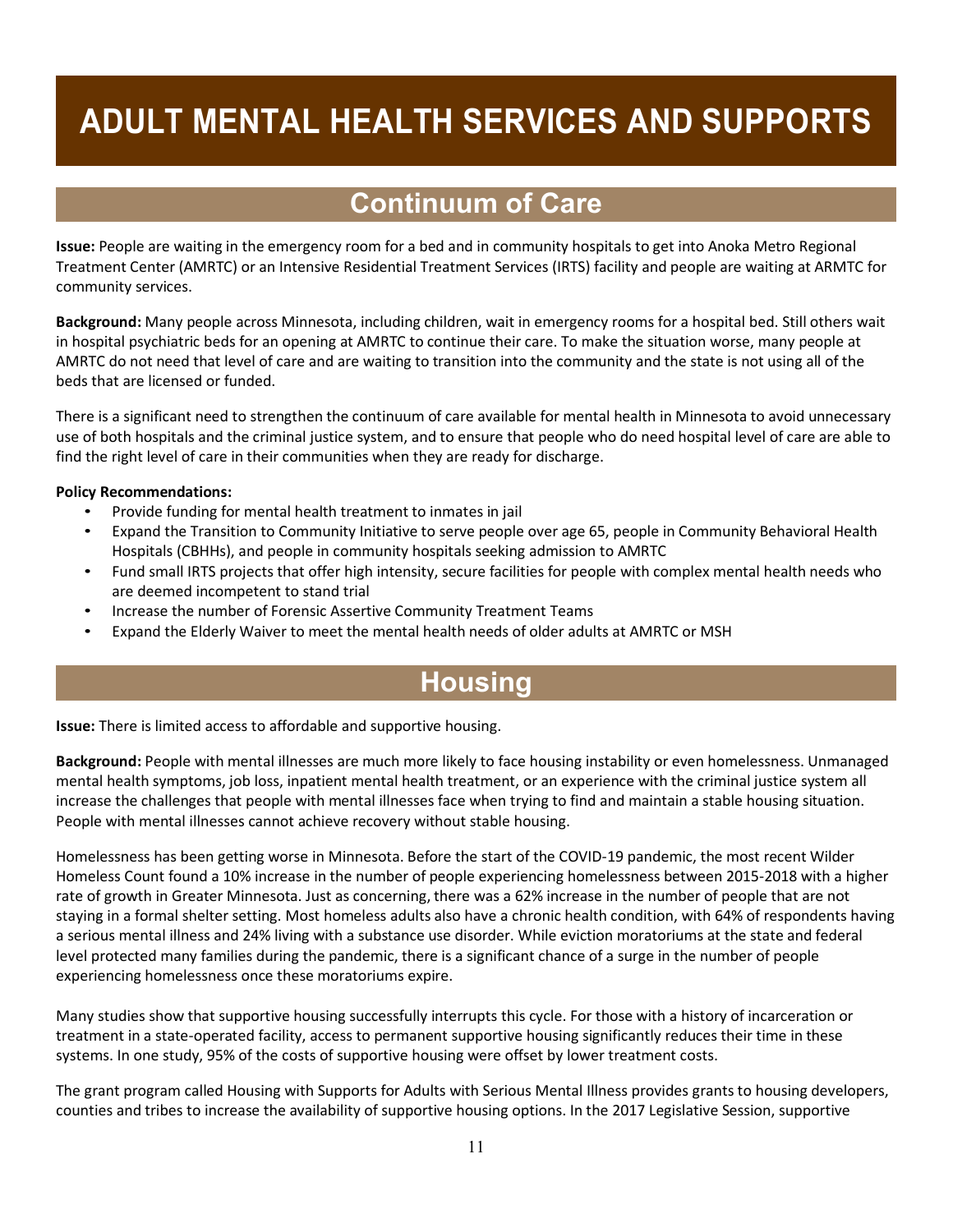# ADULT MENTAL HEALTH SERVICES AND SUPPORTS

## Continuum of Care

**Issue:** People are waiting in the emergency room for a bed and in community hospitals to get into Anoka Metro Regional Treatment Center (AMRTC) or an Intensive Residential Treatment Services (IRTS) facility and people are waiting at ARMTC for community services.

**Background:** Many people across Minnesota, including children, wait in emergency rooms for a hospital bed. Still others wait in hospital psychiatric beds for an opening at AMRTC to continue their care. To make the situation worse, many people at AMRTC do not need that level of care and are waiting to transition into the community and the state is not using all of the beds that are licensed or funded.

There is a significant need to strengthen the continuum of care available for mental health in Minnesota to avoid unnecessary use of both hospitals and the criminal justice system, and to ensure that people who do need hospital level of care are able to find the right level of care in their communities when they are ready for discharge.

**Policy Recommendations:**

- Provide funding for mental health treatment to inmates in jail
- Expand the Transition to Community Initiative to serve people over age 65, people in Community Behavioral Health Hospitals (CBHHs), and people in community hospitals seeking admission to AMRTC
- Fund small IRTS projects that offer high intensity, secure facilities for people with complex mental health needs who are deemed incompetent to stand trial
- Increase the number of Forensic Assertive Community Treatment Teams
- Expand the Elderly Waiver to meet the mental health needs of older adults at AMRTC or MSH

## Housing

**Issue:** There is limited access to affordable and supportive housing.

**Background:** People with mental illnesses are much more likely to face housing instability or even homelessness. Unmanaged mental health symptoms, job loss, inpatient mental health treatment, or an experience with the criminal justice system all increase the challenges that people with mental illnesses face when trying to find and maintain a stable housing situation. People with mental illnesses cannot achieve recovery without stable housing.

Homelessness has been getting worse in Minnesota. Before the start of the COVID-19 pandemic, the most recent Wilder Homeless Count found a 10% increase in the number of people experiencing homelessness between 2015-2018 with a higher rate of growth in Greater Minnesota. Just as concerning, there was a 62% increase in the number of people that are not staying in a formal shelter setting. Most homeless adults also have a chronic health condition, with 64% of respondents having a serious mental illness and 24% living with a substance use disorder. While eviction moratoriums at the state and federal level protected many families during the pandemic, there is a significant chance of a surge in the number of people experiencing homelessness once these moratoriums expire.

Many studies show that supportive housing successfully interrupts this cycle. For those with a history of incarceration or treatment in a state-operated facility, access to permanent supportive housing significantly reduces their time in these systems. In one study, 95% of the costs of supportive housing were offset by lower treatment costs.

The grant program called Housing with Supports for Adults with Serious Mental Illness provides grants to housing developers, counties and tribes to increase the availability of supportive housing options. In the 2017 Legislative Session, supportive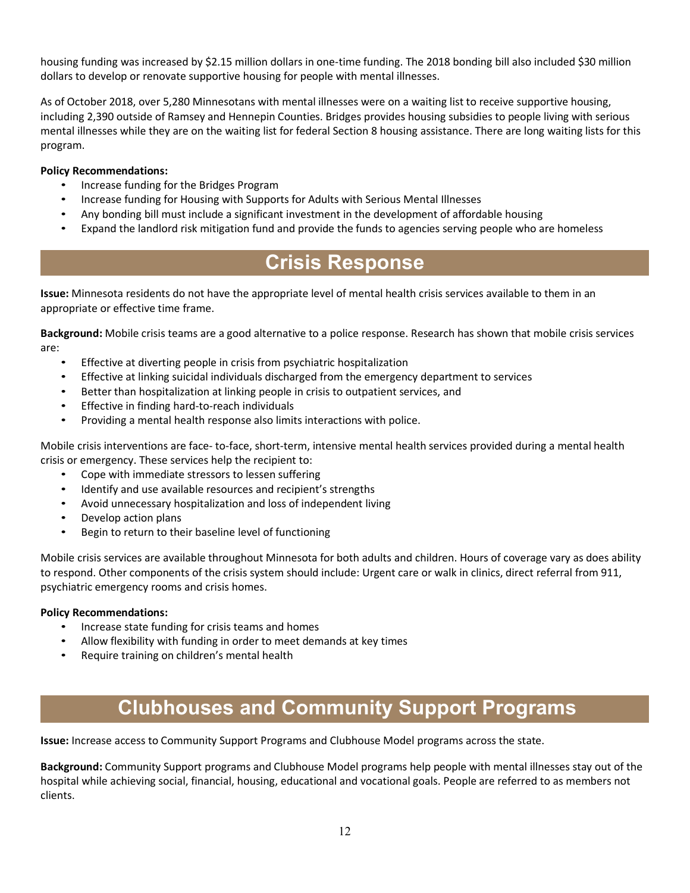housing funding was increased by $2.15 million dollars in one-time funding. The 2018 bonding bill also included $30 million dollars to develop or renovate supportive housing for people with mental illnesses.

As of October 2018, over 5,280 Minnesotans with mental illnesses were on a waiting list to receive supportive housing, including 2,390 outside of Ramsey and Hennepin Counties. Bridges provides housing subsidies to people living with serious mental illnesses while they are on the waiting list for federal Section 8 housing assistance. There are long waiting lists for this program.

**Policy Recommendations:**

- Increase funding for the Bridges Program
- Increase funding for Housing with Supports for Adults with Serious Mental Illnesses
- Any bonding bill must include a significant investment in the development of affordable housing
- Expand the landlord risk mitigation fund and provide the funds to agencies serving people who are homeless

## Crisis Response

**Issue:** Minnesota residents do not have the appropriate level of mental health crisis services available to them in an appropriate or effective time frame.

**Background:** Mobile crisis teams are a good alternative to a police response. Research has shown that mobile crisis services are:

- Effective at diverting people in crisis from psychiatric hospitalization
- Effective at linking suicidal individuals discharged from the emergency department to services
- Better than hospitalization at linking people in crisis to outpatient services, and
- Effective in finding hard-to-reach individuals
- Providing a mental health response also limits interactions with police.

Mobile crisis interventions are face- to-face, short-term, intensive mental health services provided during a mental health crisis or emergency. These services help the recipient to:

- Cope with immediate stressors to lessen suffering
- Identify and use available resources and recipient's strengths
- Avoid unnecessary hospitalization and loss of independent living
- Develop action plans
- Begin to return to their baseline level of functioning

Mobile crisis services are available throughout Minnesota for both adults and children. Hours of coverage vary as does ability to respond. Other components of the crisis system should include: Urgent care or walk in clinics, direct referral from 911, psychiatric emergency rooms and crisis homes.

**Policy Recommendations:**

- Increase state funding for crisis teams and homes
- Allow flexibility with funding in order to meet demands at key times
- Require training on children's mental health

## Clubhouses and Community Support Programs

**Issue:** Increase access to Community Support Programs and Clubhouse Model programs across the state.

**Background:** Community Support programs and Clubhouse Model programs help people with mental illnesses stay out of the hospital while achieving social, financial, housing, educational and vocational goals. People are referred to as members not clients.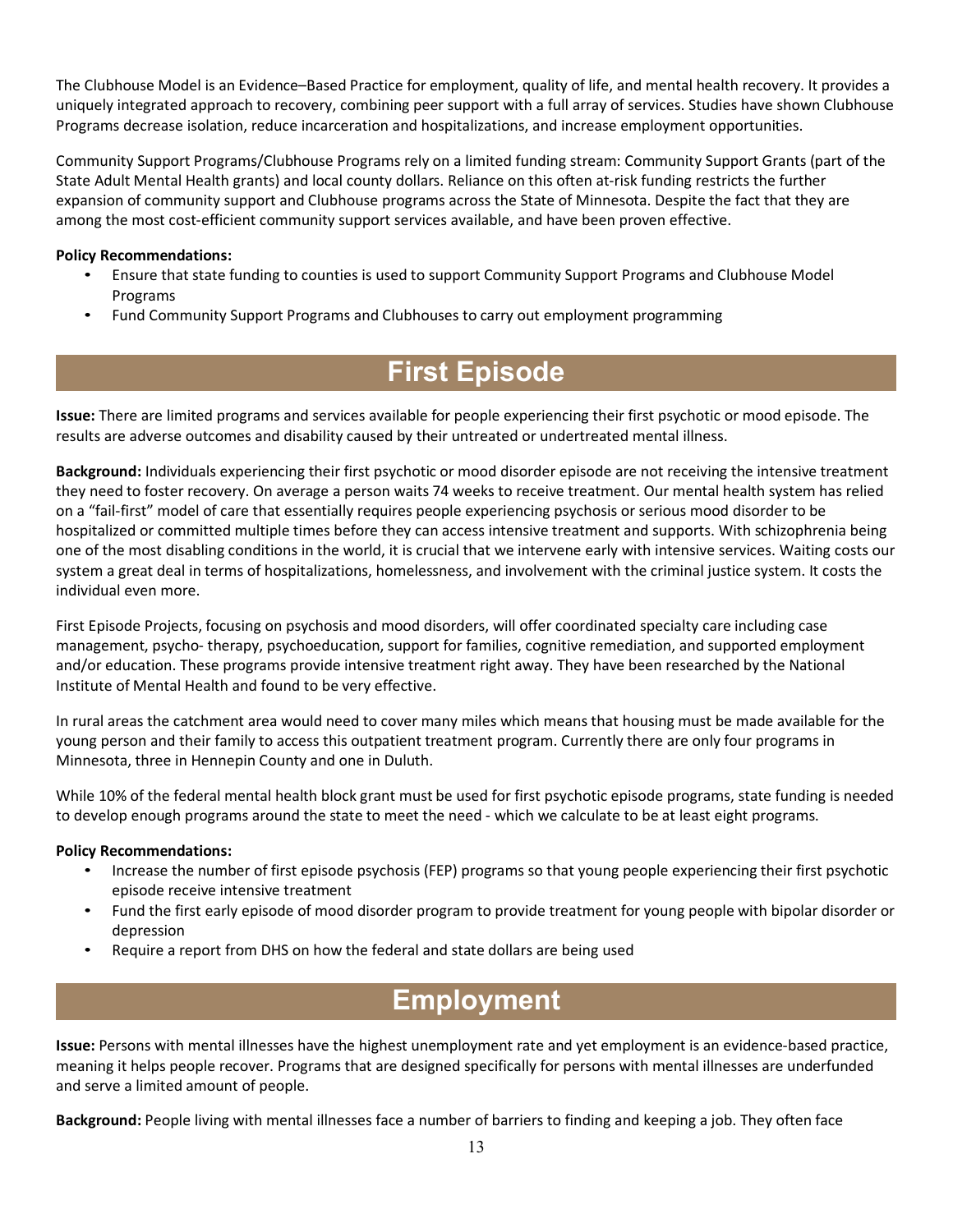The Clubhouse Model is an Evidence–Based Practice for employment, quality of life, and mental health recovery. It provides a uniquely integrated approach to recovery, combining peer support with a full array of services. Studies have shown Clubhouse Programs decrease isolation, reduce incarceration and hospitalizations, and increase employment opportunities.

Community Support Programs/Clubhouse Programs rely on a limited funding stream: Community Support Grants (part of the State Adult Mental Health grants) and local county dollars. Reliance on this often at-risk funding restricts the further expansion of community support and Clubhouse programs across the State of Minnesota. Despite the fact that they are among the most cost-efficient community support services available, and have been proven effective.

**Policy Recommendations:**

- Ensure that state funding to counties is used to support Community Support Programs and Clubhouse Model Programs
- Fund Community Support Programs and Clubhouses to carry out employment programming

## First Episode

**Issue:** There are limited programs and services available for people experiencing their first psychotic or mood episode. The results are adverse outcomes and disability caused by their untreated or undertreated mental illness.

**Background:** Individuals experiencing their first psychotic or mood disorder episode are not receiving the intensive treatment they need to foster recovery. On average a person waits 74 weeks to receive treatment. Our mental health system has relied on a "fail-first" model of care that essentially requires people experiencing psychosis or serious mood disorder to be hospitalized or committed multiple times before they can access intensive treatment and supports. With schizophrenia being one of the most disabling conditions in the world, it is crucial that we intervene early with intensive services. Waiting costs our system a great deal in terms of hospitalizations, homelessness, and involvement with the criminal justice system. It costs the individual even more.

First Episode Projects, focusing on psychosis and mood disorders, will offer coordinated specialty care including case management, psycho- therapy, psychoeducation, support for families, cognitive remediation, and supported employment and/or education. These programs provide intensive treatment right away. They have been researched by the National Institute of Mental Health and found to be very effective.

In rural areas the catchment area would need to cover many miles which means that housing must be made available for the young person and their family to access this outpatient treatment program. Currently there are only four programs in Minnesota, three in Hennepin County and one in Duluth.

While 10% of the federal mental health block grant must be used for first psychotic episode programs, state funding is needed to develop enough programs around the state to meet the need - which we calculate to be at least eight programs.

**Policy Recommendations:**

- Increase the number of first episode psychosis (FEP) programs so that young people experiencing their first psychotic episode receive intensive treatment
- Fund the first early episode of mood disorder program to provide treatment for young people with bipolar disorder or depression
- Require a report from DHS on how the federal and state dollars are being used

## Employment

**Issue:** Persons with mental illnesses have the highest unemployment rate and yet employment is an evidence-based practice, meaning it helps people recover. Programs that are designed specifically for persons with mental illnesses are underfunded and serve a limited amount of people.

**Background:** People living with mental illnesses face a number of barriers to finding and keeping a job. They often face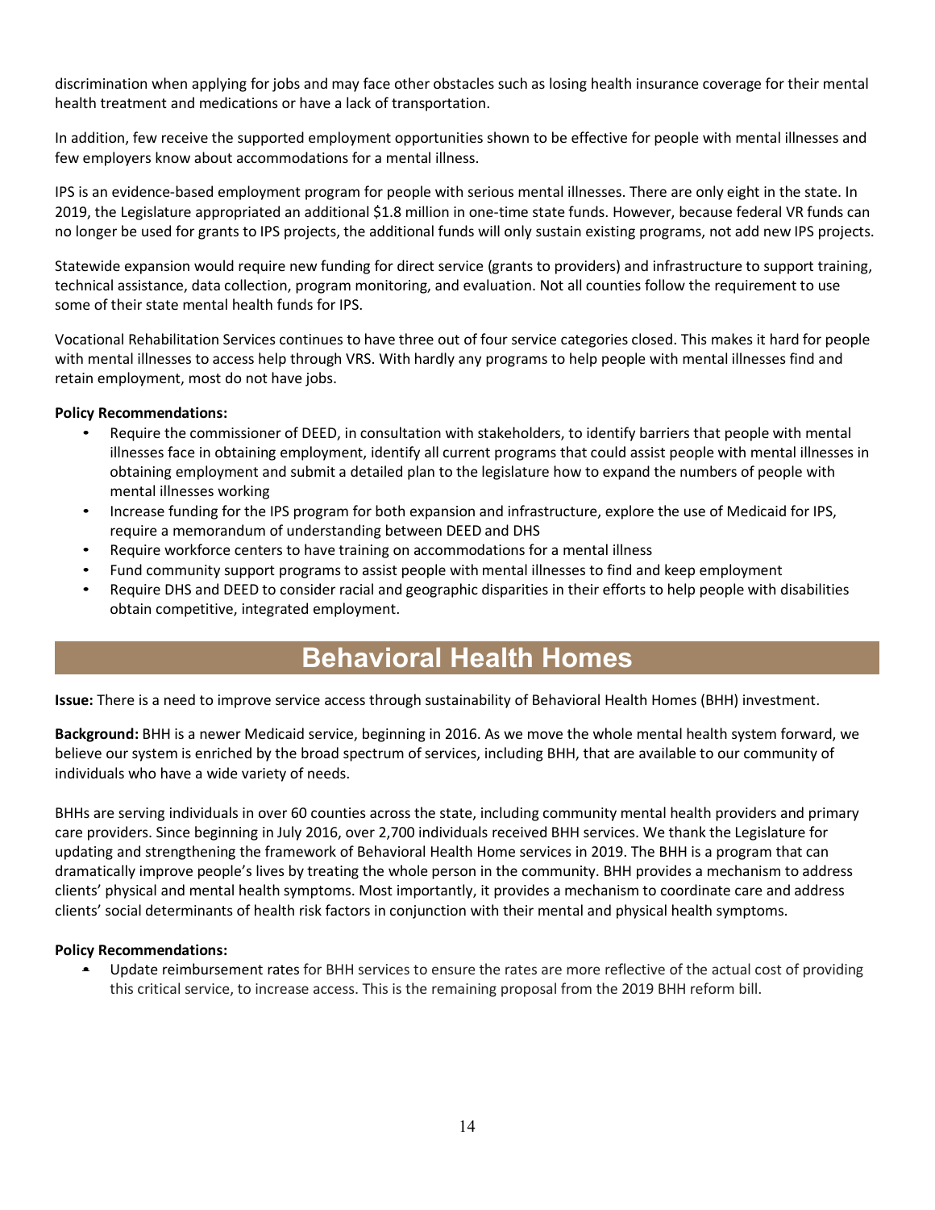discrimination when applying for jobs and may face other obstacles such as losing health insurance coverage for their mental health treatment and medications or have a lack of transportation.

In addition, few receive the supported employment opportunities shown to be effective for people with mental illnesses and few employers know about accommodations for a mental illness.

IPS is an evidence-based employment program for people with serious mental illnesses. There are only eight in the state. In 2019, the Legislature appropriated an additional $1.8 million in one-time state funds. However, because federal VR funds can no longer be used for grants to IPS projects, the additional funds will only sustain existing programs, not add new IPS projects.

Statewide expansion would require new funding for direct service (grants to providers) and infrastructure to support training, technical assistance, data collection, program monitoring, and evaluation. Not all counties follow the requirement to use some of their state mental health funds for IPS.

Vocational Rehabilitation Services continues to have three out of four service categories closed. This makes it hard for people with mental illnesses to access help through VRS. With hardly any programs to help people with mental illnesses find and retain employment, most do not have jobs.

**Policy Recommendations:**

- Require the commissioner of DEED, in consultation with stakeholders, to identify barriers that people with mental illnesses face in obtaining employment, identify all current programs that could assist people with mental illnesses in obtaining employment and submit a detailed plan to the legislature how to expand the numbers of people with mental illnesses working
- Increase funding for the IPS program for both expansion and infrastructure, explore the use of Medicaid for IPS, require a memorandum of understanding between DEED and DHS
- Require workforce centers to have training on accommodations for a mental illness
- Fund community support programs to assist people with mental illnesses to find and keep employment
- Require DHS and DEED to consider racial and geographic disparities in their efforts to help people with disabilities obtain competitive, integrated employment.

# Behavioral Health Homes

**Issue:** There is a need to improve service access through sustainability of Behavioral Health Homes (BHH) investment.

**Background:** BHH is a newer Medicaid service, beginning in 2016. As we move the whole mental health system forward, we believe our system is enriched by the broad spectrum of services, including BHH, that are available to our community of individuals who have a wide variety of needs.

BHHs are serving individuals in over 60 counties across the state, including community mental health providers and primary care providers. Since beginning in July 2016, over 2,700 individuals received BHH services. We thank the Legislature for updating and strengthening the framework of Behavioral Health Home services in 2019. The BHH is a program that can dramatically improve people's lives by treating the whole person in the community. BHH provides a mechanism to address clients' physical and mental health symptoms. Most importantly, it provides a mechanism to coordinate care and address clients' social determinants of health risk factors in conjunction with their mental and physical health symptoms.

**Policy Recommendations:**

- Update reimbursement rates for BHH services to ensure the rates are more reflective of the actual cost of providing this critical service, to increase access. This is the remaining proposal from the 2019 BHH reform bill.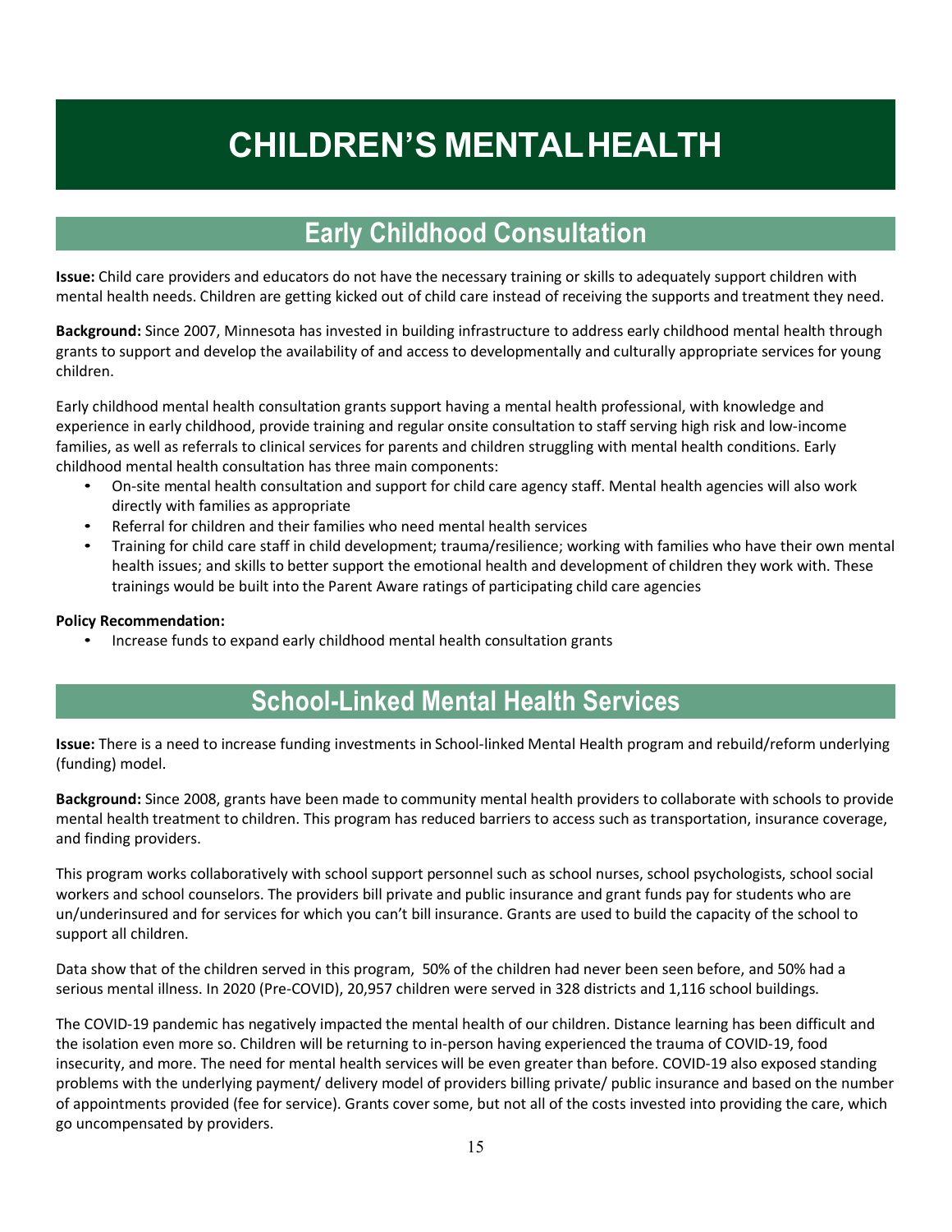# CHILDREN'S MENTAL HEALTH

## Early Childhood Consultation

**Issue:** Child care providers and educators do not have the necessary training or skills to adequately support children with mental health needs. Children are getting kicked out of child care instead of receiving the supports and treatment they need.

**Background:** Since 2007, Minnesota has invested in building infrastructure to address early childhood mental health through grants to support and develop the availability of and access to developmentally and culturally appropriate services for young children.

Early childhood mental health consultation grants support having a mental health professional, with knowledge and experience in early childhood, provide training and regular onsite consultation to staff serving high risk and low-income families, as well as referrals to clinical services for parents and children struggling with mental health conditions. Early childhood mental health consultation has three main components:

- On-site mental health consultation and support for child care agency staff. Mental health agencies will also work directly with families as appropriate
- Referral for children and their families who need mental health services
- Training for child care staff in child development; trauma/resilience; working with families who have their own mental health issues; and skills to better support the emotional health and development of children they work with. These trainings would be built into the Parent Aware ratings of participating child care agencies

**Policy Recommendation:**

- Increase funds to expand early childhood mental health consultation grants

## School-Linked Mental Health Services

**Issue:** There is a need to increase funding investments in School-linked Mental Health program and rebuild/reform underlying (funding) model.

**Background:** Since 2008, grants have been made to community mental health providers to collaborate with schools to provide mental health treatment to children. This program has reduced barriers to access such as transportation, insurance coverage, and finding providers.

This program works collaboratively with school support personnel such as school nurses, school psychologists, school social workers and school counselors. The providers bill private and public insurance and grant funds pay for students who are un/underinsured and for services for which you can't bill insurance. Grants are used to build the capacity of the school to support all children.

Data show that of the children served in this program, 50% of the children had never been seen before, and 50% had a serious mental illness. In 2020 (Pre-COVID), 20,957 children were served in 328 districts and 1,116 school buildings.

The COVID-19 pandemic has negatively impacted the mental health of our children. Distance learning has been difficult and the isolation even more so. Children will be returning to in-person having experienced the trauma of COVID-19, food insecurity, and more. The need for mental health services will be even greater than before. COVID-19 also exposed standing problems with the underlying payment/ delivery model of providers billing private/ public insurance and based on the number of appointments provided (fee for service). Grants cover some, but not all of the costs invested into providing the care, which go uncompensated by providers.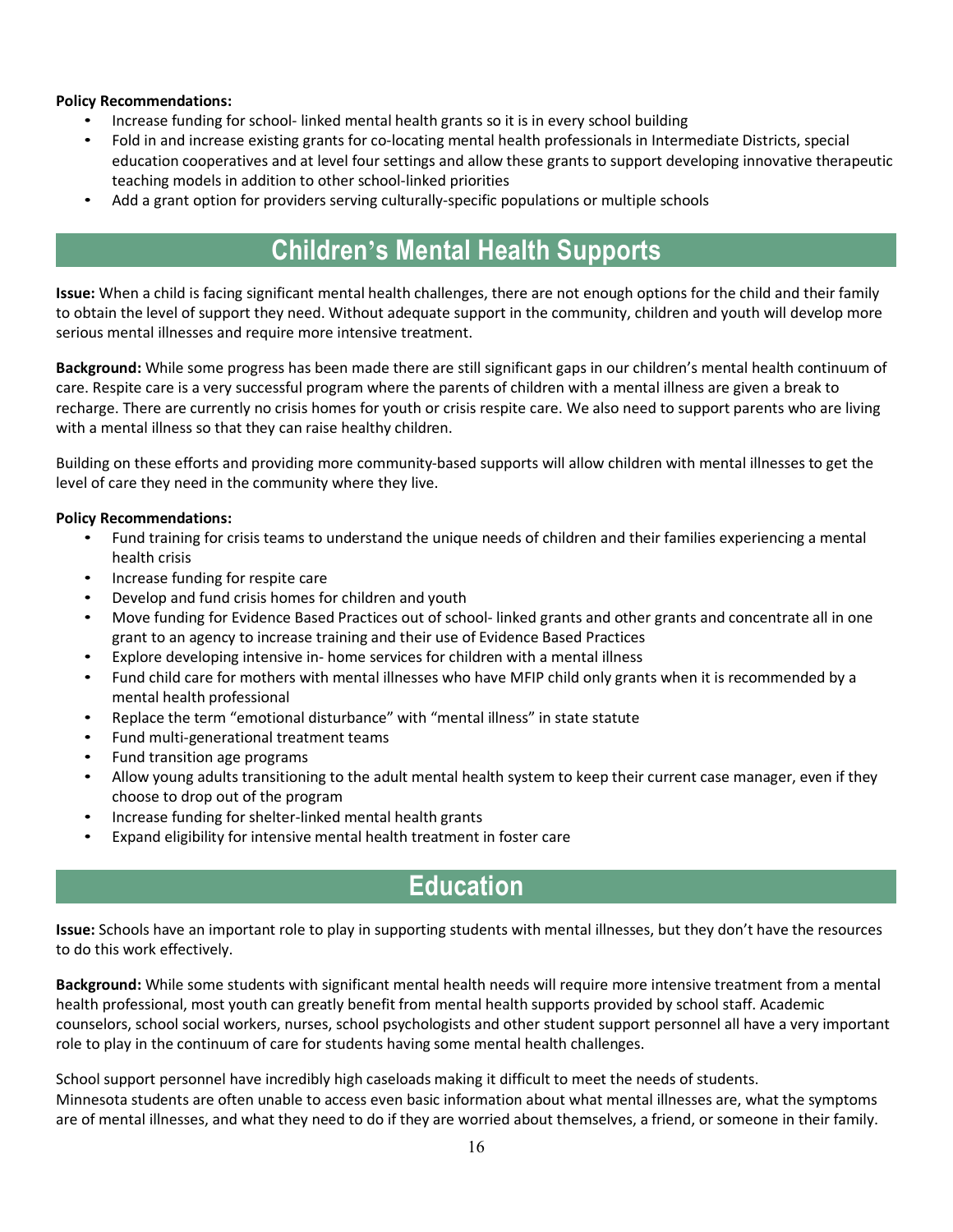**Policy Recommendations:**

- Increase funding for school- linked mental health grants so it is in every school building
- Fold in and increase existing grants for co-locating mental health professionals in Intermediate Districts, special education cooperatives and at level four settings and allow these grants to support developing innovative therapeutic teaching models in addition to other school-linked priorities
- Add a grant option for providers serving culturally-specific populations or multiple schools

## Children's Mental Health Supports

**Issue:** When a child is facing significant mental health challenges, there are not enough options for the child and their family to obtain the level of support they need. Without adequate support in the community, children and youth will develop more serious mental illnesses and require more intensive treatment.

**Background:** While some progress has been made there are still significant gaps in our children's mental health continuum of care. Respite care is a very successful program where the parents of children with a mental illness are given a break to recharge. There are currently no crisis homes for youth or crisis respite care. We also need to support parents who are living with a mental illness so that they can raise healthy children.

Building on these efforts and providing more community-based supports will allow children with mental illnesses to get the level of care they need in the community where they live.

**Policy Recommendations:**

- Fund training for crisis teams to understand the unique needs of children and their families experiencing a mental health crisis
- Increase funding for respite care
- Develop and fund crisis homes for children and youth
- Move funding for Evidence Based Practices out of school- linked grants and other grants and concentrate all in one grant to an agency to increase training and their use of Evidence Based Practices
- Explore developing intensive in- home services for children with a mental illness
- Fund child care for mothers with mental illnesses who have MFIP child only grants when it is recommended by a mental health professional
- Replace the term "emotional disturbance" with "mental illness" in state statute
- Fund multi-generational treatment teams
- Fund transition age programs
- Allow young adults transitioning to the adult mental health system to keep their current case manager, even if they choose to drop out of the program
- Increase funding for shelter-linked mental health grants
- Expand eligibility for intensive mental health treatment in foster care

## Education

**Issue:** Schools have an important role to play in supporting students with mental illnesses, but they don't have the resources to do this work effectively.

**Background:** While some students with significant mental health needs will require more intensive treatment from a mental health professional, most youth can greatly benefit from mental health supports provided by school staff. Academic counselors, school social workers, nurses, school psychologists and other student support personnel all have a very important role to play in the continuum of care for students having some mental health challenges.

School support personnel have incredibly high caseloads making it difficult to meet the needs of students. Minnesota students are often unable to access even basic information about what mental illnesses are, what the symptoms are of mental illnesses, and what they need to do if they are worried about themselves, a friend, or someone in their family.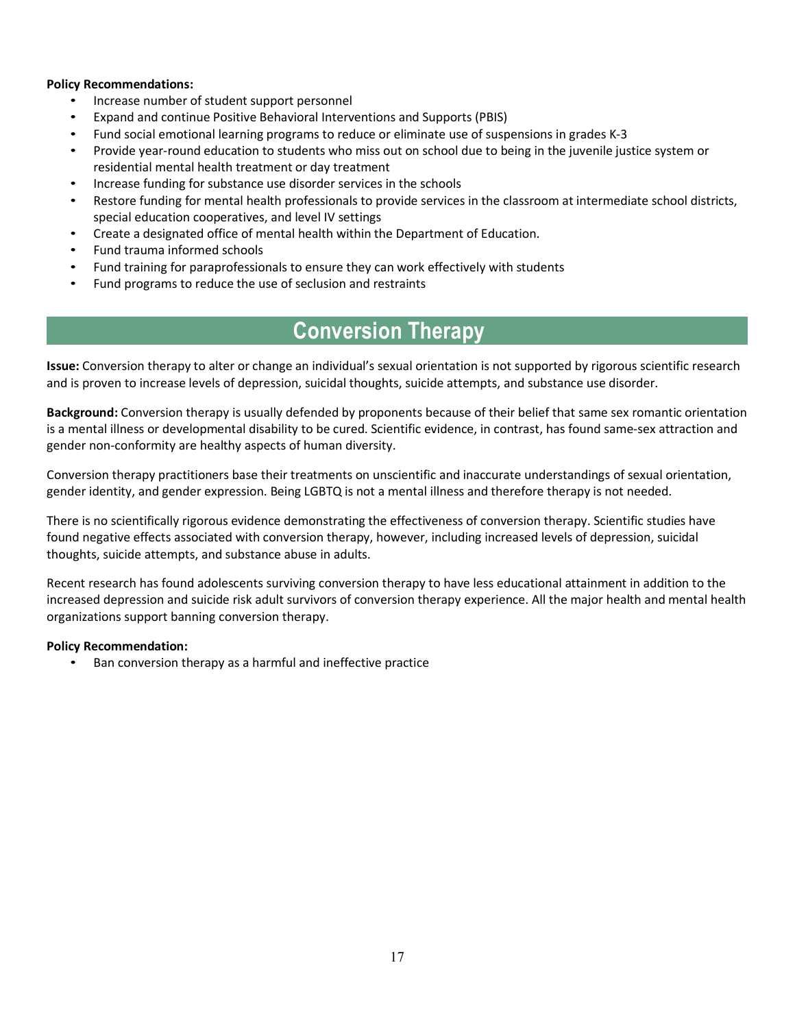**Policy Recommendations:**

- Increase number of student support personnel
- Expand and continue Positive Behavioral Interventions and Supports (PBIS)
- Fund social emotional learning programs to reduce or eliminate use of suspensions in grades K-3
- Provide year-round education to students who miss out on school due to being in the juvenile justice system or residential mental health treatment or day treatment
- Increase funding for substance use disorder services in the schools
- Restore funding for mental health professionals to provide services in the classroom at intermediate school districts, special education cooperatives, and level IV settings
- Create a designated office of mental health within the Department of Education.
- Fund trauma informed schools
- Fund training for paraprofessionals to ensure they can work effectively with students
- Fund programs to reduce the use of seclusion and restraints

## Conversion Therapy

**Issue:** Conversion therapy to alter or change an individual's sexual orientation is not supported by rigorous scientific research and is proven to increase levels of depression, suicidal thoughts, suicide attempts, and substance use disorder.

**Background:** Conversion therapy is usually defended by proponents because of their belief that same sex romantic orientation is a mental illness or developmental disability to be cured. Scientific evidence, in contrast, has found same-sex attraction and gender non-conformity are healthy aspects of human diversity.

Conversion therapy practitioners base their treatments on unscientific and inaccurate understandings of sexual orientation, gender identity, and gender expression. Being LGBTQ is not a mental illness and therefore therapy is not needed.

There is no scientifically rigorous evidence demonstrating the effectiveness of conversion therapy. Scientific studies have found negative effects associated with conversion therapy, however, including increased levels of depression, suicidal thoughts, suicide attempts, and substance abuse in adults.

Recent research has found adolescents surviving conversion therapy to have less educational attainment in addition to the increased depression and suicide risk adult survivors of conversion therapy experience. All the major health and mental health organizations support banning conversion therapy.

**Policy Recommendation:**

- Ban conversion therapy as a harmful and ineffective practice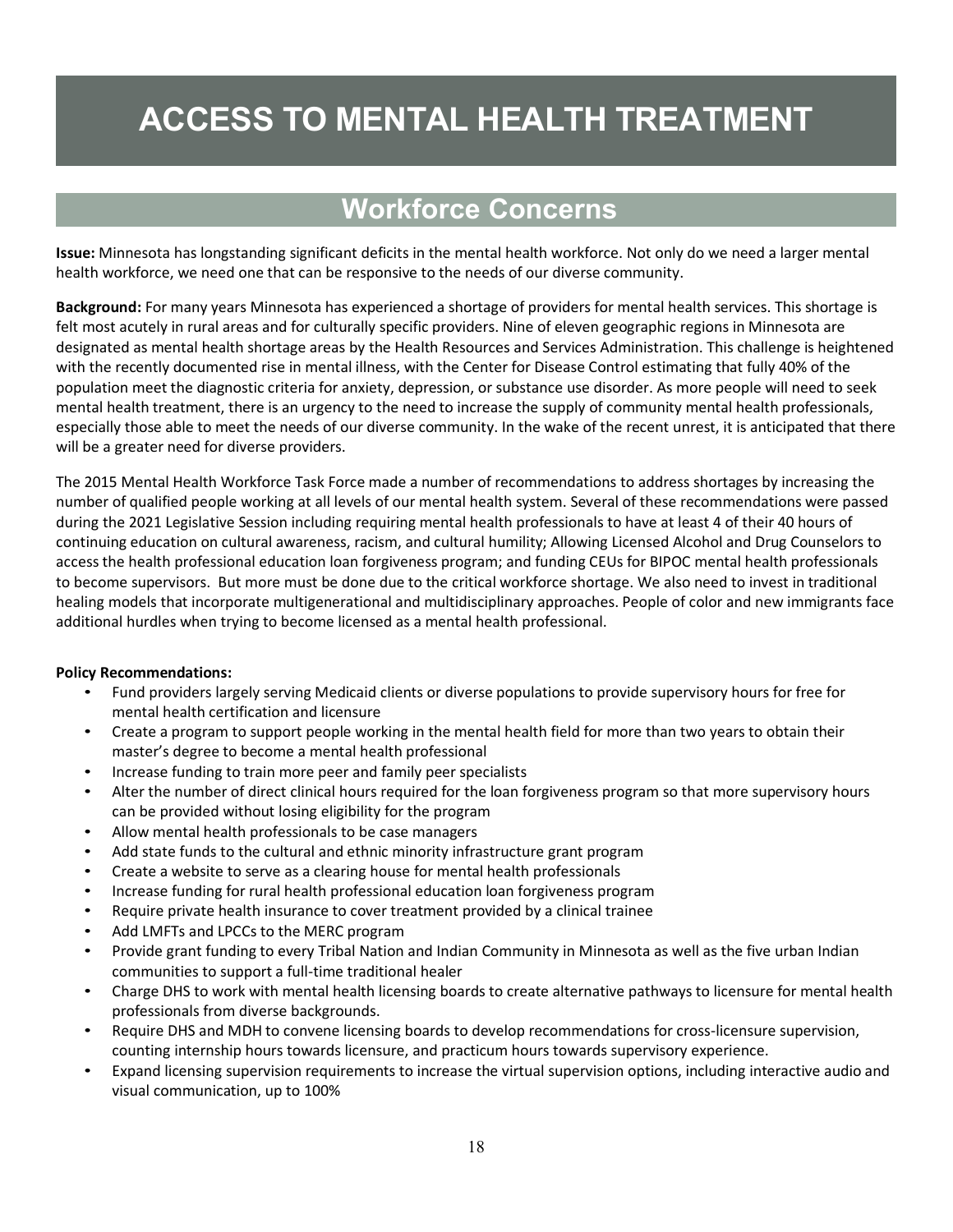# ACCESS TO MENTAL HEALTH TREATMENT

## Workforce Concerns

**Issue:** Minnesota has longstanding significant deficits in the mental health workforce. Not only do we need a larger mental health workforce, we need one that can be responsive to the needs of our diverse community.

**Background:** For many years Minnesota has experienced a shortage of providers for mental health services. This shortage is felt most acutely in rural areas and for culturally specific providers. Nine of eleven geographic regions in Minnesota are designated as mental health shortage areas by the Health Resources and Services Administration. This challenge is heightened with the recently documented rise in mental illness, with the Center for Disease Control estimating that fully 40% of the population meet the diagnostic criteria for anxiety, depression, or substance use disorder. As more people will need to seek mental health treatment, there is an urgency to the need to increase the supply of community mental health professionals, especially those able to meet the needs of our diverse community. In the wake of the recent unrest, it is anticipated that there will be a greater need for diverse providers.

The 2015 Mental Health Workforce Task Force made a number of recommendations to address shortages by increasing the number of qualified people working at all levels of our mental health system. Several of these recommendations were passed during the 2021 Legislative Session including requiring mental health professionals to have at least 4 of their 40 hours of continuing education on cultural awareness, racism, and cultural humility; Allowing Licensed Alcohol and Drug Counselors to access the health professional education loan forgiveness program; and funding CEUs for BIPOC mental health professionals to become supervisors. But more must be done due to the critical workforce shortage. We also need to invest in traditional healing models that incorporate multigenerational and multidisciplinary approaches. People of color and new immigrants face additional hurdles when trying to become licensed as a mental health professional.

**Policy Recommendations:**

- Fund providers largely serving Medicaid clients or diverse populations to provide supervisory hours for free for mental health certification and licensure
- Create a program to support people working in the mental health field for more than two years to obtain their master's degree to become a mental health professional
- Increase funding to train more peer and family peer specialists
- Alter the number of direct clinical hours required for the loan forgiveness program so that more supervisory hours can be provided without losing eligibility for the program
- Allow mental health professionals to be case managers
- Add state funds to the cultural and ethnic minority infrastructure grant program
- Create a website to serve as a clearing house for mental health professionals
- Increase funding for rural health professional education loan forgiveness program
- Require private health insurance to cover treatment provided by a clinical trainee
- Add LMFTs and LPCCs to the MERC program
- Provide grant funding to every Tribal Nation and Indian Community in Minnesota as well as the five urban Indian communities to support a full-time traditional healer
- Charge DHS to work with mental health licensing boards to create alternative pathways to licensure for mental health professionals from diverse backgrounds.
- Require DHS and MDH to convene licensing boards to develop recommendations for cross-licensure supervision, counting internship hours towards licensure, and practicum hours towards supervisory experience.
- Expand licensing supervision requirements to increase the virtual supervision options, including interactive audio and visual communication, up to 100%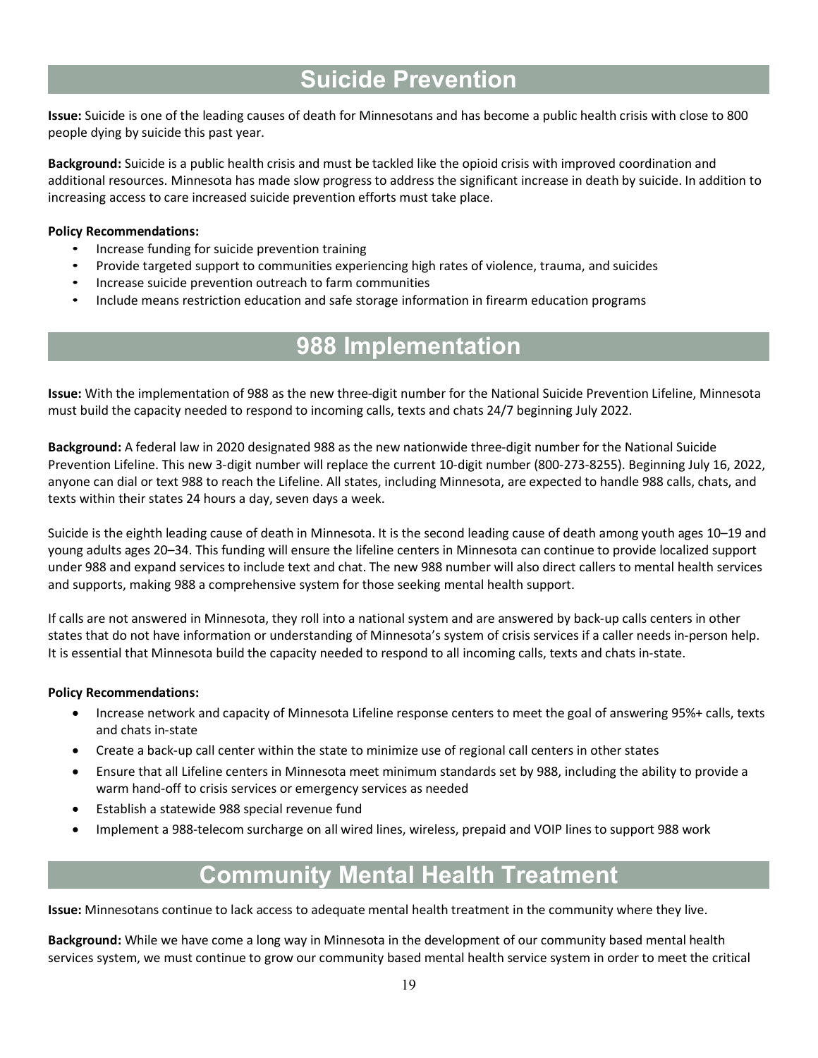# Suicide Prevention

**Issue:** Suicide is one of the leading causes of death for Minnesotans and has become a public health crisis with close to 800 people dying by suicide this past year.

**Background:** Suicide is a public health crisis and must be tackled like the opioid crisis with improved coordination and additional resources. Minnesota has made slow progress to address the significant increase in death by suicide. In addition to increasing access to care increased suicide prevention efforts must take place.

**Policy Recommendations:**

- Increase funding for suicide prevention training
- Provide targeted support to communities experiencing high rates of violence, trauma, and suicides
- Increase suicide prevention outreach to farm communities
- Include means restriction education and safe storage information in firearm education programs

# 988 Implementation

**Issue:** With the implementation of 988 as the new three-digit number for the National Suicide Prevention Lifeline, Minnesota must build the capacity needed to respond to incoming calls, texts and chats 24/7 beginning July 2022.

**Background:** A federal law in 2020 designated 988 as the new nationwide three-digit number for the National Suicide Prevention Lifeline. This new 3-digit number will replace the current 10-digit number (800-273-8255). Beginning July 16, 2022, anyone can dial or text 988 to reach the Lifeline. All states, including Minnesota, are expected to handle 988 calls, chats, and texts within their states 24 hours a day, seven days a week.

Suicide is the eighth leading cause of death in Minnesota. It is the second leading cause of death among youth ages 10–19 and young adults ages 20–34. This funding will ensure the lifeline centers in Minnesota can continue to provide localized support under 988 and expand services to include text and chat. The new 988 number will also direct callers to mental health services and supports, making 988 a comprehensive system for those seeking mental health support.

If calls are not answered in Minnesota, they roll into a national system and are answered by back-up calls centers in other states that do not have information or understanding of Minnesota's system of crisis services if a caller needs in-person help. It is essential that Minnesota build the capacity needed to respond to all incoming calls, texts and chats in-state.

**Policy Recommendations:**

- Increase network and capacity of Minnesota Lifeline response centers to meet the goal of answering 95%+ calls, texts and chats in-state
- Create a back-up call center within the state to minimize use of regional call centers in other states
- Ensure that all Lifeline centers in Minnesota meet minimum standards set by 988, including the ability to provide a warm hand-off to crisis services or emergency services as needed
- Establish a statewide 988 special revenue fund
- Implement a 988-telecom surcharge on all wired lines, wireless, prepaid and VOIP lines to support 988 work

# Community Mental Health Treatment

**Issue:** Minnesotans continue to lack access to adequate mental health treatment in the community where they live.

**Background:** While we have come a long way in Minnesota in the development of our community based mental health services system, we must continue to grow our community based mental health service system in order to meet the critical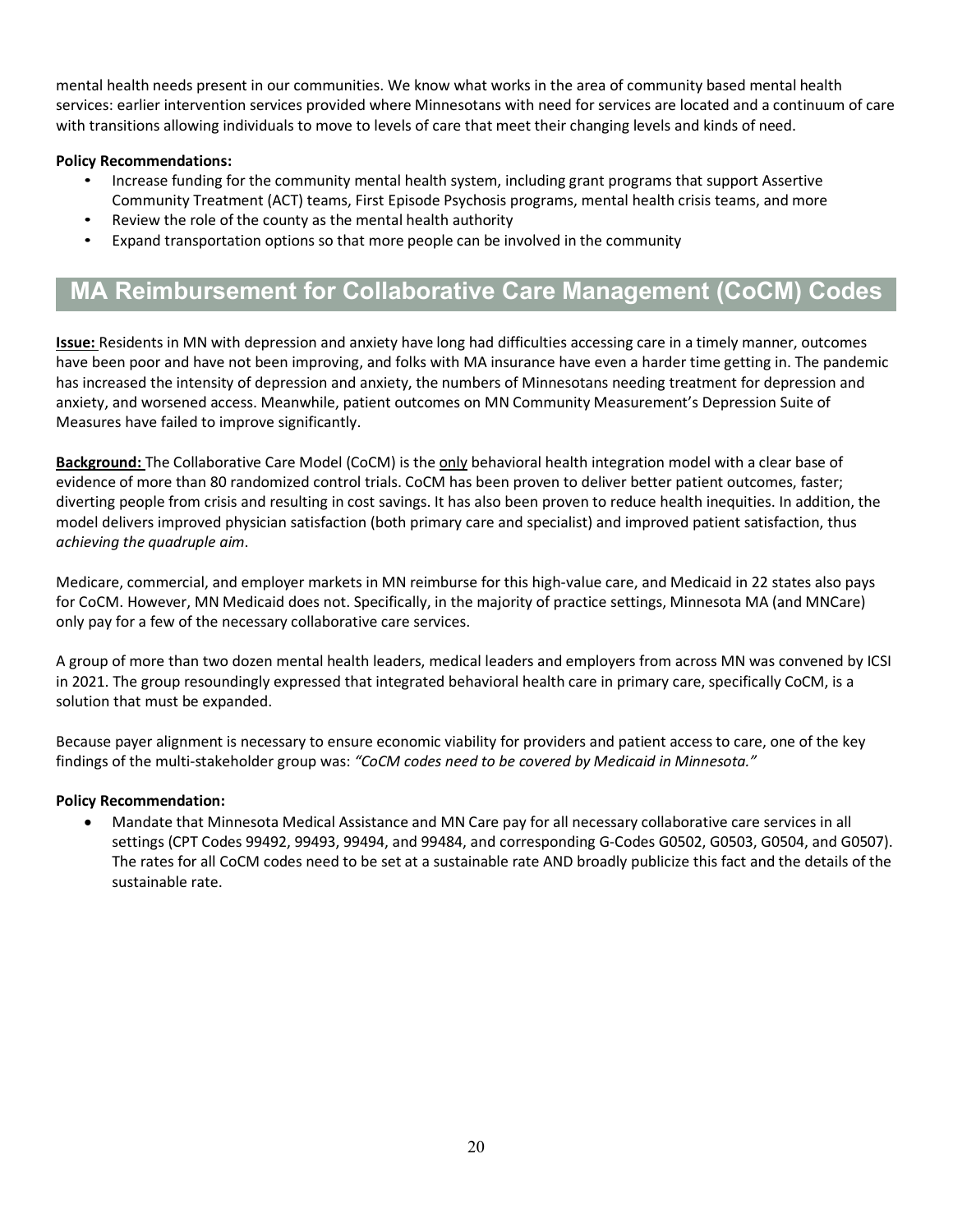mental health needs present in our communities. We know what works in the area of community based mental health services: earlier intervention services provided where Minnesotans with need for services are located and a continuum of care with transitions allowing individuals to move to levels of care that meet their changing levels and kinds of need.

**Policy Recommendations:**

- Increase funding for the community mental health system, including grant programs that support Assertive Community Treatment (ACT) teams, First Episode Psychosis programs, mental health crisis teams, and more
- Review the role of the county as the mental health authority
- Expand transportation options so that more people can be involved in the community

## MA Reimbursement for Collaborative Care Management (CoCM) Codes

**Issue:** Residents in MN with depression and anxiety have long had difficulties accessing care in a timely manner, outcomes have been poor and have not been improving, and folks with MA insurance have even a harder time getting in. The pandemic has increased the intensity of depression and anxiety, the numbers of Minnesotans needing treatment for depression and anxiety, and worsened access. Meanwhile, patient outcomes on MN Community Measurement's Depression Suite of Measures have failed to improve significantly.

**Background:** The Collaborative Care Model (CoCM) is the only behavioral health integration model with a clear base of evidence of more than 80 randomized control trials. CoCM has been proven to deliver better patient outcomes, faster; diverting people from crisis and resulting in cost savings. It has also been proven to reduce health inequities. In addition, the model delivers improved physician satisfaction (both primary care and specialist) and improved patient satisfaction, thus *achieving the quadruple aim*.

Medicare, commercial, and employer markets in MN reimburse for this high-value care, and Medicaid in 22 states also pays for CoCM. However, MN Medicaid does not. Specifically, in the majority of practice settings, Minnesota MA (and MNCare) only pay for a few of the necessary collaborative care services.

A group of more than two dozen mental health leaders, medical leaders and employers from across MN was convened by ICSI in 2021. The group resoundingly expressed that integrated behavioral health care in primary care, specifically CoCM, is a solution that must be expanded.

Because payer alignment is necessary to ensure economic viability for providers and patient access to care, one of the key findings of the multi-stakeholder group was: *"CoCM codes need to be covered by Medicaid in Minnesota."*

**Policy Recommendation:**

- Mandate that Minnesota Medical Assistance and MN Care pay for all necessary collaborative care services in all settings (CPT Codes 99492, 99493, 99494, and 99484, and corresponding G-Codes G0502, G0503, G0504, and G0507). The rates for all CoCM codes need to be set at a sustainable rate AND broadly publicize this fact and the details of the sustainable rate.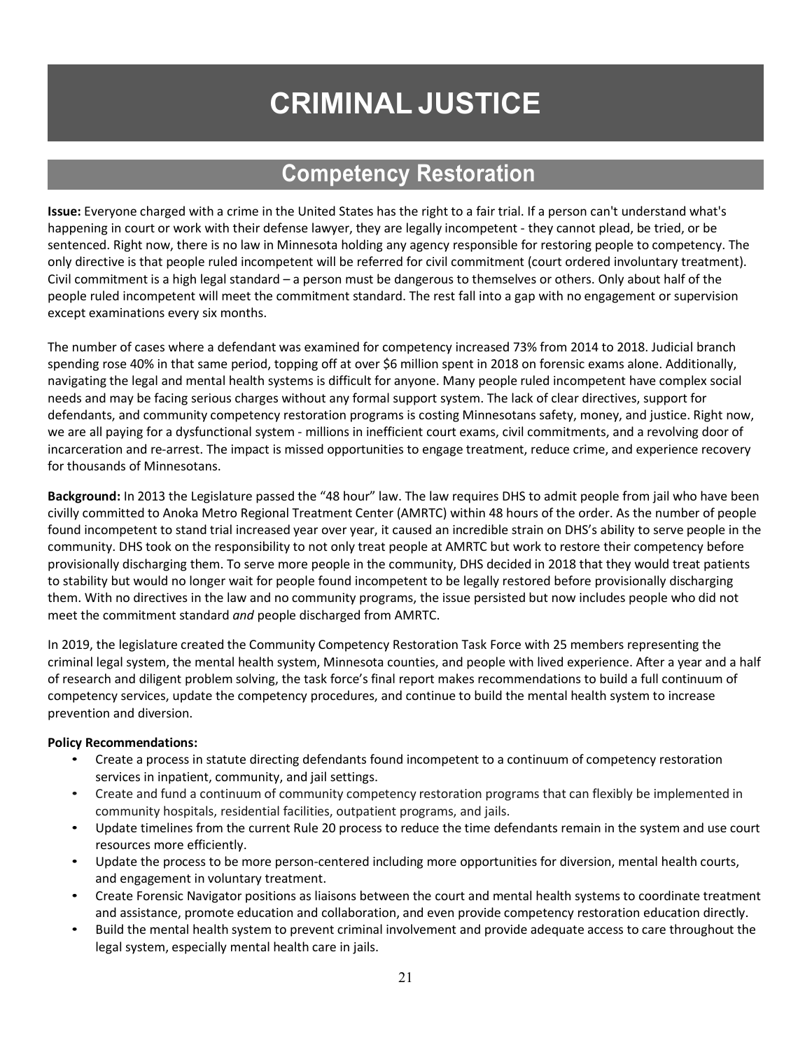# CRIMINAL JUSTICE

## Competency Restoration

**Issue:** Everyone charged with a crime in the United States has the right to a fair trial. If a person can't understand what's happening in court or work with their defense lawyer, they are legally incompetent - they cannot plead, be tried, or be sentenced. Right now, there is no law in Minnesota holding any agency responsible for restoring people to competency. The only directive is that people ruled incompetent will be referred for civil commitment (court ordered involuntary treatment). Civil commitment is a high legal standard – a person must be dangerous to themselves or others. Only about half of the people ruled incompetent will meet the commitment standard. The rest fall into a gap with no engagement or supervision except examinations every six months.

The number of cases where a defendant was examined for competency increased 73% from 2014 to 2018. Judicial branch spending rose 40% in that same period, topping off at over $6 million spent in 2018 on forensic exams alone. Additionally, navigating the legal and mental health systems is difficult for anyone. Many people ruled incompetent have complex social needs and may be facing serious charges without any formal support system. The lack of clear directives, support for defendants, and community competency restoration programs is costing Minnesotans safety, money, and justice. Right now, we are all paying for a dysfunctional system - millions in inefficient court exams, civil commitments, and a revolving door of incarceration and re-arrest. The impact is missed opportunities to engage treatment, reduce crime, and experience recovery for thousands of Minnesotans.

**Background:** In 2013 the Legislature passed the "48 hour" law. The law requires DHS to admit people from jail who have been civilly committed to Anoka Metro Regional Treatment Center (AMRTC) within 48 hours of the order. As the number of people found incompetent to stand trial increased year over year, it caused an incredible strain on DHS's ability to serve people in the community. DHS took on the responsibility to not only treat people at AMRTC but work to restore their competency before provisionally discharging them. To serve more people in the community, DHS decided in 2018 that they would treat patients to stability but would no longer wait for people found incompetent to be legally restored before provisionally discharging them. With no directives in the law and no community programs, the issue persisted but now includes people who did not meet the commitment standard *and* people discharged from AMRTC.

In 2019, the legislature created the Community Competency Restoration Task Force with 25 members representing the criminal legal system, the mental health system, Minnesota counties, and people with lived experience. After a year and a half of research and diligent problem solving, the task force's final report makes recommendations to build a full continuum of competency services, update the competency procedures, and continue to build the mental health system to increase prevention and diversion.

**Policy Recommendations:**

- Create a process in statute directing defendants found incompetent to a continuum of competency restoration services in inpatient, community, and jail settings.
- Create and fund a continuum of community competency restoration programs that can flexibly be implemented in community hospitals, residential facilities, outpatient programs, and jails.
- Update timelines from the current Rule 20 process to reduce the time defendants remain in the system and use court resources more efficiently.
- Update the process to be more person-centered including more opportunities for diversion, mental health courts, and engagement in voluntary treatment.
- Create Forensic Navigator positions as liaisons between the court and mental health systems to coordinate treatment and assistance, promote education and collaboration, and even provide competency restoration education directly.
- Build the mental health system to prevent criminal involvement and provide adequate access to care throughout the legal system, especially mental health care in jails.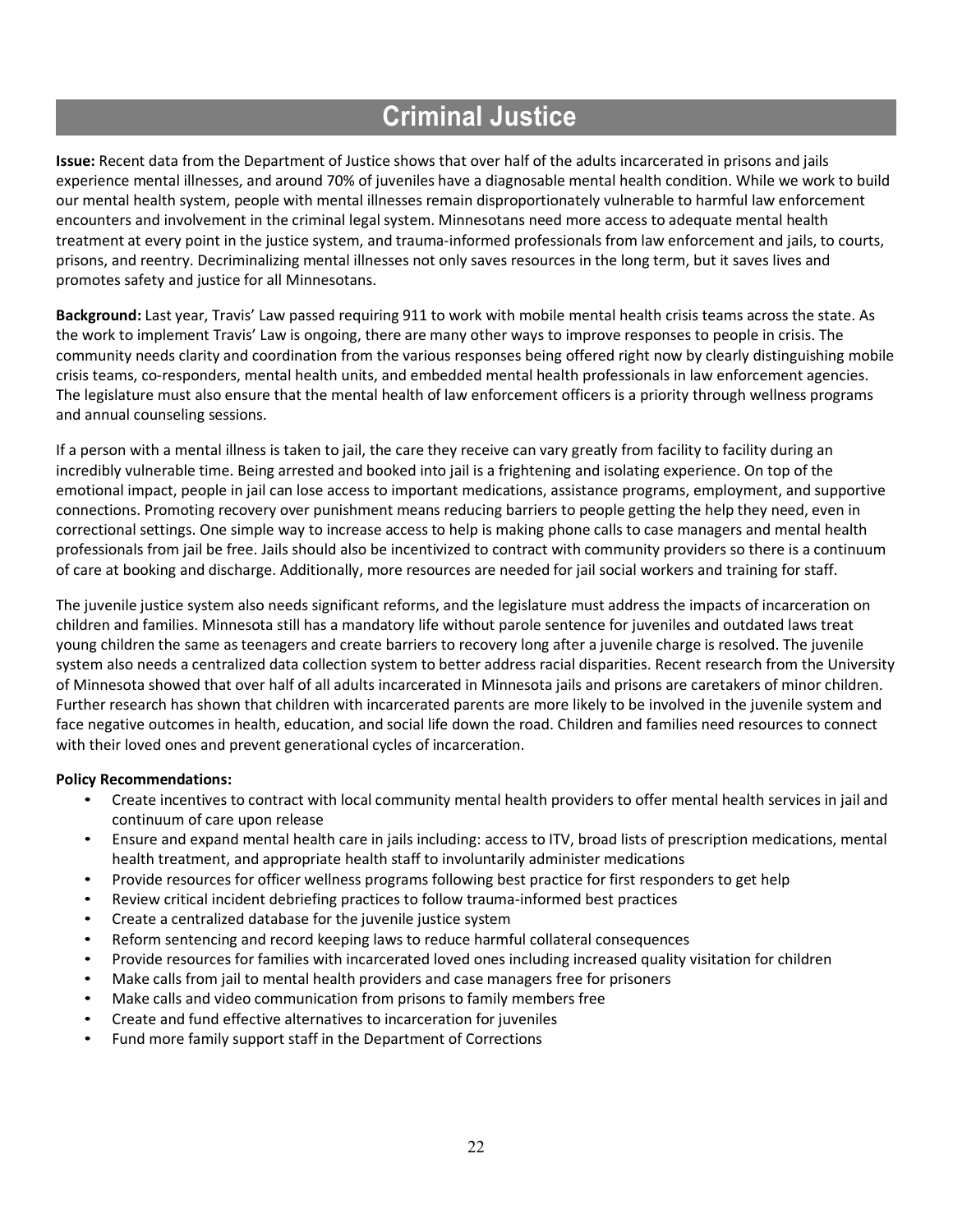# Criminal Justice

**Issue:** Recent data from the Department of Justice shows that over half of the adults incarcerated in prisons and jails experience mental illnesses, and around 70% of juveniles have a diagnosable mental health condition. While we work to build our mental health system, people with mental illnesses remain disproportionately vulnerable to harmful law enforcement encounters and involvement in the criminal legal system. Minnesotans need more access to adequate mental health treatment at every point in the justice system, and trauma-informed professionals from law enforcement and jails, to courts, prisons, and reentry. Decriminalizing mental illnesses not only saves resources in the long term, but it saves lives and promotes safety and justice for all Minnesotans.

**Background:** Last year, Travis' Law passed requiring 911 to work with mobile mental health crisis teams across the state. As the work to implement Travis' Law is ongoing, there are many other ways to improve responses to people in crisis. The community needs clarity and coordination from the various responses being offered right now by clearly distinguishing mobile crisis teams, co-responders, mental health units, and embedded mental health professionals in law enforcement agencies. The legislature must also ensure that the mental health of law enforcement officers is a priority through wellness programs and annual counseling sessions.

If a person with a mental illness is taken to jail, the care they receive can vary greatly from facility to facility during an incredibly vulnerable time. Being arrested and booked into jail is a frightening and isolating experience. On top of the emotional impact, people in jail can lose access to important medications, assistance programs, employment, and supportive connections. Promoting recovery over punishment means reducing barriers to people getting the help they need, even in correctional settings. One simple way to increase access to help is making phone calls to case managers and mental health professionals from jail be free. Jails should also be incentivized to contract with community providers so there is a continuum of care at booking and discharge. Additionally, more resources are needed for jail social workers and training for staff.

The juvenile justice system also needs significant reforms, and the legislature must address the impacts of incarceration on children and families. Minnesota still has a mandatory life without parole sentence for juveniles and outdated laws treat young children the same as teenagers and create barriers to recovery long after a juvenile charge is resolved. The juvenile system also needs a centralized data collection system to better address racial disparities. Recent research from the University of Minnesota showed that over half of all adults incarcerated in Minnesota jails and prisons are caretakers of minor children. Further research has shown that children with incarcerated parents are more likely to be involved in the juvenile system and face negative outcomes in health, education, and social life down the road. Children and families need resources to connect with their loved ones and prevent generational cycles of incarceration.

**Policy Recommendations:**

- Create incentives to contract with local community mental health providers to offer mental health services in jail and continuum of care upon release
- Ensure and expand mental health care in jails including: access to ITV, broad lists of prescription medications, mental health treatment, and appropriate health staff to involuntarily administer medications
- Provide resources for officer wellness programs following best practice for first responders to get help
- Review critical incident debriefing practices to follow trauma-informed best practices
- Create a centralized database for the juvenile justice system
- Reform sentencing and record keeping laws to reduce harmful collateral consequences
- Provide resources for families with incarcerated loved ones including increased quality visitation for children
- Make calls from jail to mental health providers and case managers free for prisoners
- Make calls and video communication from prisons to family members free
- Create and fund effective alternatives to incarceration for juveniles
- Fund more family support staff in the Department of Corrections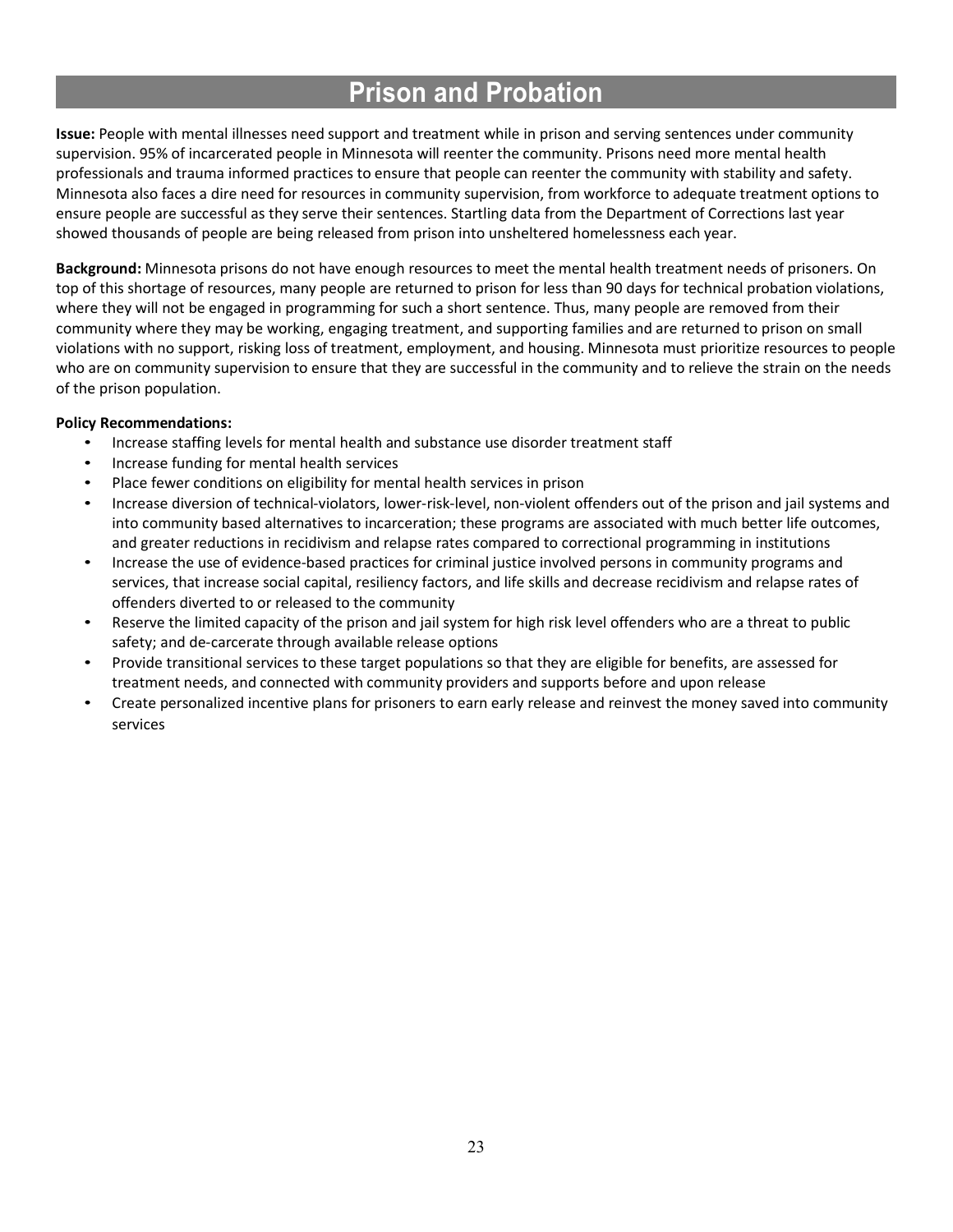# Prison and Probation

**Issue:** People with mental illnesses need support and treatment while in prison and serving sentences under community supervision. 95% of incarcerated people in Minnesota will reenter the community. Prisons need more mental health professionals and trauma informed practices to ensure that people can reenter the community with stability and safety. Minnesota also faces a dire need for resources in community supervision, from workforce to adequate treatment options to ensure people are successful as they serve their sentences. Startling data from the Department of Corrections last year showed thousands of people are being released from prison into unsheltered homelessness each year.

**Background:** Minnesota prisons do not have enough resources to meet the mental health treatment needs of prisoners. On top of this shortage of resources, many people are returned to prison for less than 90 days for technical probation violations, where they will not be engaged in programming for such a short sentence. Thus, many people are removed from their community where they may be working, engaging treatment, and supporting families and are returned to prison on small violations with no support, risking loss of treatment, employment, and housing. Minnesota must prioritize resources to people who are on community supervision to ensure that they are successful in the community and to relieve the strain on the needs of the prison population.

**Policy Recommendations:**

- Increase staffing levels for mental health and substance use disorder treatment staff
- Increase funding for mental health services
- Place fewer conditions on eligibility for mental health services in prison
- Increase diversion of technical-violators, lower-risk-level, non-violent offenders out of the prison and jail systems and into community based alternatives to incarceration; these programs are associated with much better life outcomes, and greater reductions in recidivism and relapse rates compared to correctional programming in institutions
- Increase the use of evidence-based practices for criminal justice involved persons in community programs and services, that increase social capital, resiliency factors, and life skills and decrease recidivism and relapse rates of offenders diverted to or released to the community
- Reserve the limited capacity of the prison and jail system for high risk level offenders who are a threat to public safety; and de-carcerate through available release options
- Provide transitional services to these target populations so that they are eligible for benefits, are assessed for treatment needs, and connected with community providers and supports before and upon release
- Create personalized incentive plans for prisoners to earn early release and reinvest the money saved into community services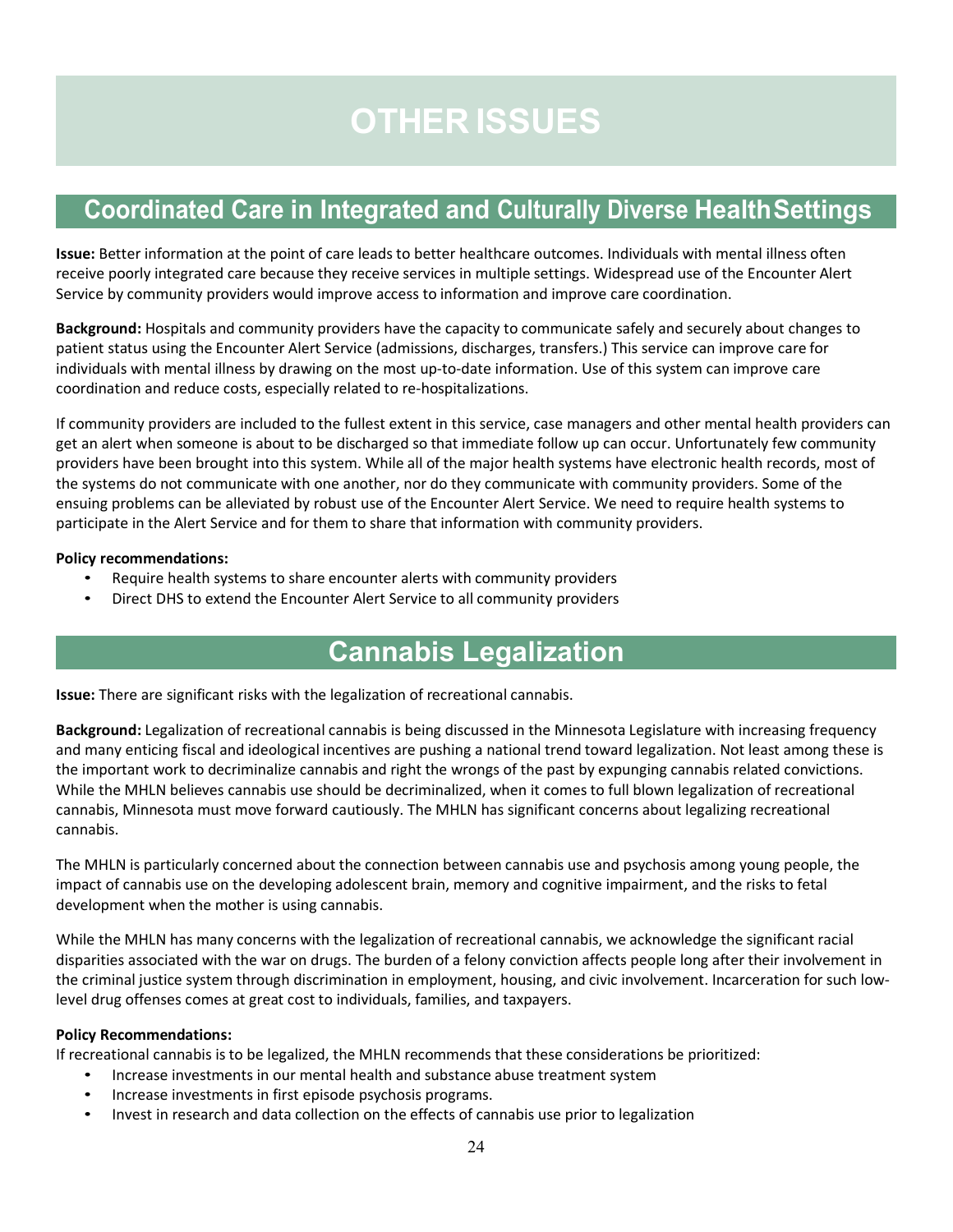# OTHER ISSUES

## Coordinated Care in Integrated and Culturally Diverse Health Settings

**Issue:** Better information at the point of care leads to better healthcare outcomes. Individuals with mental illness often receive poorly integrated care because they receive services in multiple settings. Widespread use of the Encounter Alert Service by community providers would improve access to information and improve care coordination.

**Background:** Hospitals and community providers have the capacity to communicate safely and securely about changes to patient status using the Encounter Alert Service (admissions, discharges, transfers.) This service can improve care for individuals with mental illness by drawing on the most up-to-date information. Use of this system can improve care coordination and reduce costs, especially related to re-hospitalizations.

If community providers are included to the fullest extent in this service, case managers and other mental health providers can get an alert when someone is about to be discharged so that immediate follow up can occur. Unfortunately few community providers have been brought into this system. While all of the major health systems have electronic health records, most of the systems do not communicate with one another, nor do they communicate with community providers. Some of the ensuing problems can be alleviated by robust use of the Encounter Alert Service. We need to require health systems to participate in the Alert Service and for them to share that information with community providers.

**Policy recommendations:**

- Require health systems to share encounter alerts with community providers
- Direct DHS to extend the Encounter Alert Service to all community providers

## Cannabis Legalization

**Issue:** There are significant risks with the legalization of recreational cannabis.

**Background:** Legalization of recreational cannabis is being discussed in the Minnesota Legislature with increasing frequency and many enticing fiscal and ideological incentives are pushing a national trend toward legalization. Not least among these is the important work to decriminalize cannabis and right the wrongs of the past by expunging cannabis related convictions. While the MHLN believes cannabis use should be decriminalized, when it comes to full blown legalization of recreational cannabis, Minnesota must move forward cautiously. The MHLN has significant concerns about legalizing recreational cannabis.

The MHLN is particularly concerned about the connection between cannabis use and psychosis among young people, the impact of cannabis use on the developing adolescent brain, memory and cognitive impairment, and the risks to fetal development when the mother is using cannabis.

While the MHLN has many concerns with the legalization of recreational cannabis, we acknowledge the significant racial disparities associated with the war on drugs. The burden of a felony conviction affects people long after their involvement in the criminal justice system through discrimination in employment, housing, and civic involvement. Incarceration for such low-level drug offenses comes at great cost to individuals, families, and taxpayers.

**Policy Recommendations:**

If recreational cannabis is to be legalized, the MHLN recommends that these considerations be prioritized:

- Increase investments in our mental health and substance abuse treatment system
- Increase investments in first episode psychosis programs.
- Invest in research and data collection on the effects of cannabis use prior to legalization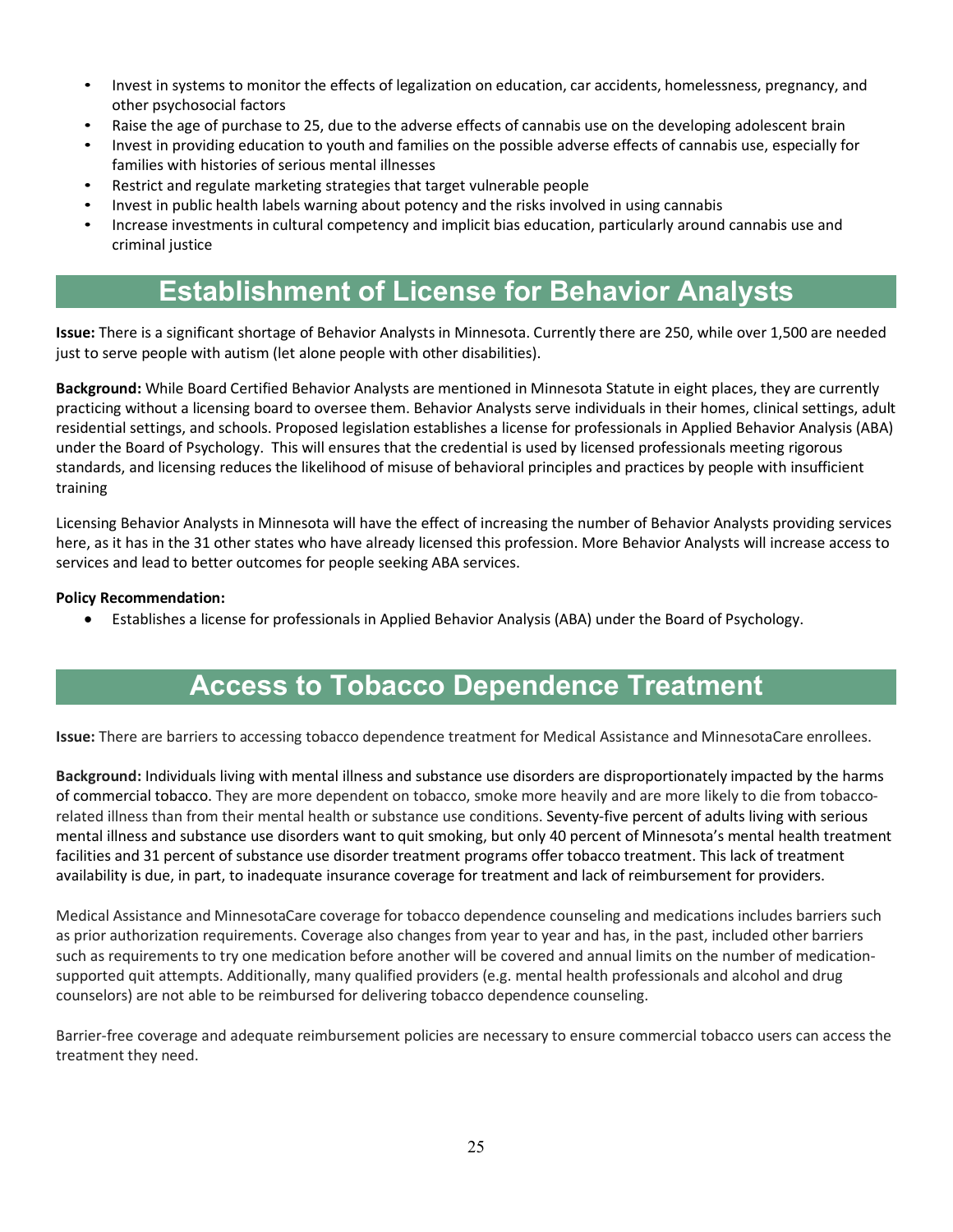- Invest in systems to monitor the effects of legalization on education, car accidents, homelessness, pregnancy, and other psychosocial factors
- Raise the age of purchase to 25, due to the adverse effects of cannabis use on the developing adolescent brain
- Invest in providing education to youth and families on the possible adverse effects of cannabis use, especially for families with histories of serious mental illnesses
- Restrict and regulate marketing strategies that target vulnerable people
- Invest in public health labels warning about potency and the risks involved in using cannabis
- Increase investments in cultural competency and implicit bias education, particularly around cannabis use and criminal justice

## Establishment of License for Behavior Analysts

**Issue:** There is a significant shortage of Behavior Analysts in Minnesota. Currently there are 250, while over 1,500 are needed just to serve people with autism (let alone people with other disabilities).

**Background:** While Board Certified Behavior Analysts are mentioned in Minnesota Statute in eight places, they are currently practicing without a licensing board to oversee them. Behavior Analysts serve individuals in their homes, clinical settings, adult residential settings, and schools. Proposed legislation establishes a license for professionals in Applied Behavior Analysis (ABA) under the Board of Psychology. This will ensures that the credential is used by licensed professionals meeting rigorous standards, and licensing reduces the likelihood of misuse of behavioral principles and practices by people with insufficient training

Licensing Behavior Analysts in Minnesota will have the effect of increasing the number of Behavior Analysts providing services here, as it has in the 31 other states who have already licensed this profession. More Behavior Analysts will increase access to services and lead to better outcomes for people seeking ABA services.

**Policy Recommendation:**

- Establishes a license for professionals in Applied Behavior Analysis (ABA) under the Board of Psychology.

## Access to Tobacco Dependence Treatment

**Issue:** There are barriers to accessing tobacco dependence treatment for Medical Assistance and MinnesotaCare enrollees.

**Background:** Individuals living with mental illness and substance use disorders are disproportionately impacted by the harms of commercial tobacco. They are more dependent on tobacco, smoke more heavily and are more likely to die from tobacco-related illness than from their mental health or substance use conditions. Seventy-five percent of adults living with serious mental illness and substance use disorders want to quit smoking, but only 40 percent of Minnesota's mental health treatment facilities and 31 percent of substance use disorder treatment programs offer tobacco treatment. This lack of treatment availability is due, in part, to inadequate insurance coverage for treatment and lack of reimbursement for providers.

Medical Assistance and MinnesotaCare coverage for tobacco dependence counseling and medications includes barriers such as prior authorization requirements. Coverage also changes from year to year and has, in the past, included other barriers such as requirements to try one medication before another will be covered and annual limits on the number of medication-supported quit attempts. Additionally, many qualified providers (e.g. mental health professionals and alcohol and drug counselors) are not able to be reimbursed for delivering tobacco dependence counseling.

Barrier-free coverage and adequate reimbursement policies are necessary to ensure commercial tobacco users can access the treatment they need.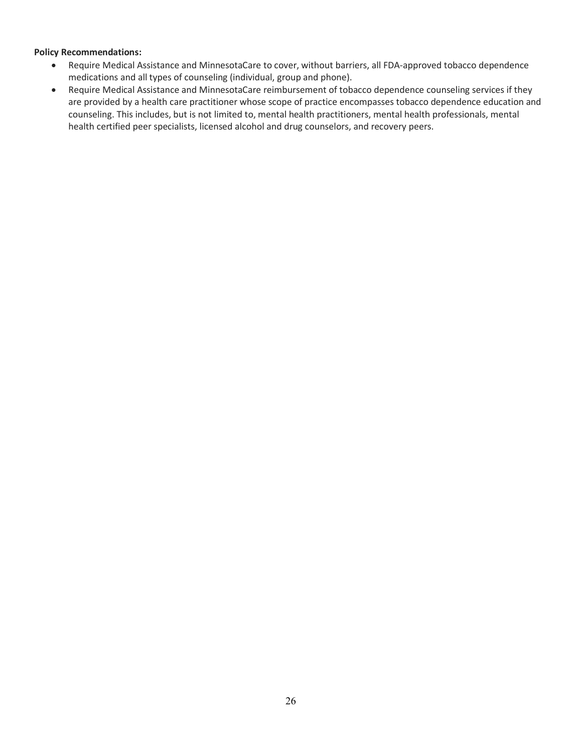**Policy Recommendations:**

- Require Medical Assistance and MinnesotaCare to cover, without barriers, all FDA-approved tobacco dependence medications and all types of counseling (individual, group and phone).
- Require Medical Assistance and MinnesotaCare reimbursement of tobacco dependence counseling services if they are provided by a health care practitioner whose scope of practice encompasses tobacco dependence education and counseling. This includes, but is not limited to, mental health practitioners, mental health professionals, mental health certified peer specialists, licensed alcohol and drug counselors, and recovery peers.